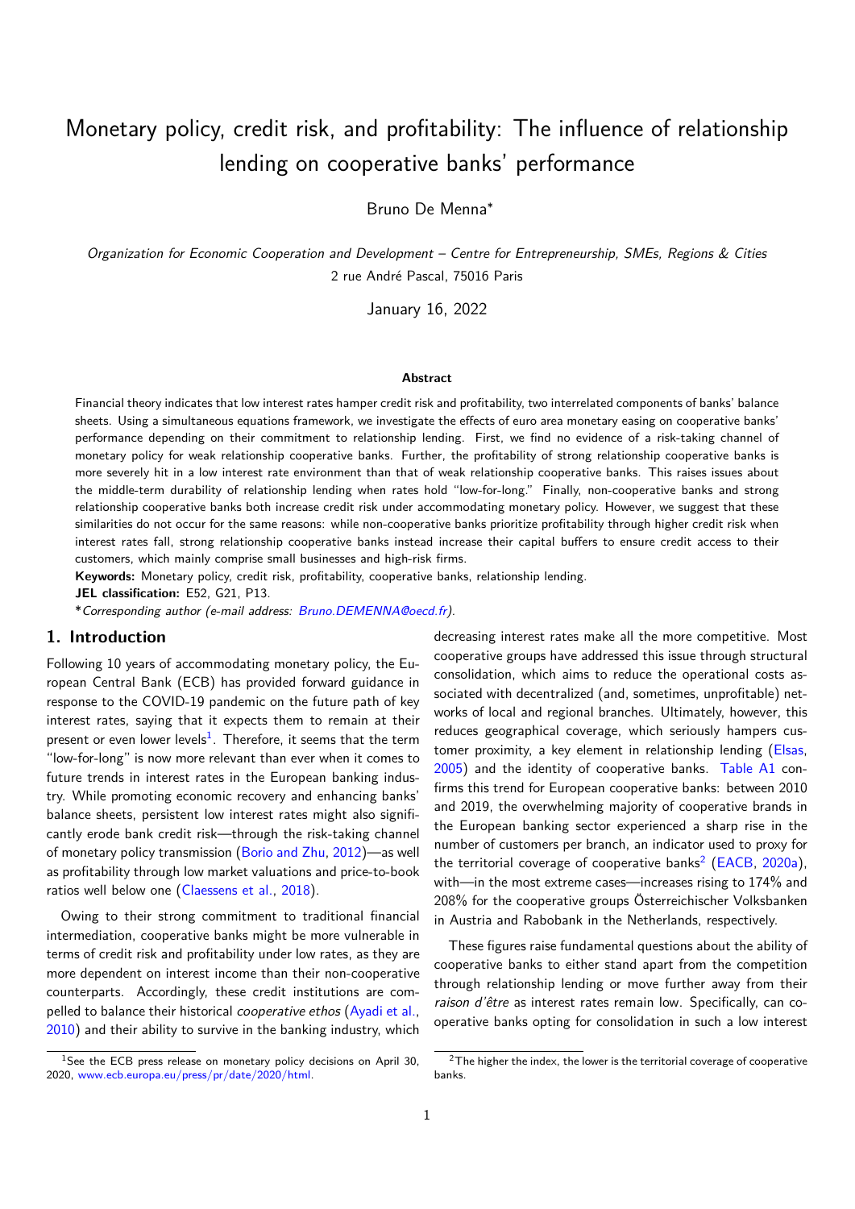# Monetary policy, credit risk, and profitability: The influence of relationship lending on cooperative banks' performance

Bruno De Menna*

*Organization for Economic Cooperation and Development – Centre for Entrepreneurship, SMEs, Regions & Cities*
2 rue André Pascal, 75016 Paris

January 16, 2022

**Abstract**

Financial theory indicates that low interest rates hamper credit risk and profitability, two interrelated components of banks' balance sheets. Using a simultaneous equations framework, we investigate the effects of euro area monetary easing on cooperative banks' performance depending on their commitment to relationship lending. First, we find no evidence of a risk-taking channel of monetary policy for weak relationship cooperative banks. Further, the profitability of strong relationship cooperative banks is more severely hit in a low interest rate environment than that of weak relationship cooperative banks. This raises issues about the middle-term durability of relationship lending when rates hold "low-for-long." Finally, non-cooperative banks and strong relationship cooperative banks both increase credit risk under accommodating monetary policy. However, we suggest that these similarities do not occur for the same reasons: while non-cooperative banks prioritize profitability through higher credit risk when interest rates fall, strong relationship cooperative banks instead increase their capital buffers to ensure credit access to their customers, which mainly comprise small businesses and high-risk firms.

**Keywords:** Monetary policy, credit risk, profitability, cooperative banks, relationship lending.

**JEL classification:** E52, G21, P13.

**\****Corresponding author (e-mail address: Bruno.DEMENNA@oecd.fr).*

## 1. Introduction

Following 10 years of accommodating monetary policy, the European Central Bank (ECB) has provided forward guidance in response to the COVID-19 pandemic on the future path of key interest rates, saying that it expects them to remain at their present or even lower levels[1]. Therefore, it seems that the term "low-for-long" is now more relevant than ever when it comes to future trends in interest rates in the European banking industry. While promoting economic recovery and enhancing banks' balance sheets, persistent low interest rates might also significantly erode bank credit risk—through the risk-taking channel of monetary policy transmission (Borio and Zhu, 2012)—as well as profitability through low market valuations and price-to-book ratios well below one (Claessens et al., 2018).

Owing to their strong commitment to traditional financial intermediation, cooperative banks might be more vulnerable in terms of credit risk and profitability under low rates, as they are more dependent on interest income than their non-cooperative counterparts. Accordingly, these credit institutions are compelled to balance their historical *cooperative ethos* (Ayadi et al., 2010) and their ability to survive in the banking industry, which decreasing interest rates make all the more competitive. Most cooperative groups have addressed this issue through structural consolidation, which aims to reduce the operational costs associated with decentralized (and, sometimes, unprofitable) networks of local and regional branches. Ultimately, however, this reduces geographical coverage, which seriously hampers customer proximity, a key element in relationship lending (Elsas, 2005) and the identity of cooperative banks. Table A1 confirms this trend for European cooperative banks: between 2010 and 2019, the overwhelming majority of cooperative brands in the European banking sector experienced a sharp rise in the number of customers per branch, an indicator used to proxy for the territorial coverage of cooperative banks[2] (EACB, 2020a), with—in the most extreme cases—increases rising to 174% and 208% for the cooperative groups Österreichischer Volksbanken in Austria and Rabobank in the Netherlands, respectively.

These figures raise fundamental questions about the ability of cooperative banks to either stand apart from the competition through relationship lending or move further away from their *raison d'être* as interest rates remain low. Specifically, can cooperative banks opting for consolidation in such a low interest

[1] See the ECB press release on monetary policy decisions on April 30, 2020, www.ecb.europa.eu/press/pr/date/2020/html.

[2] The higher the index, the lower is the territorial coverage of cooperative banks.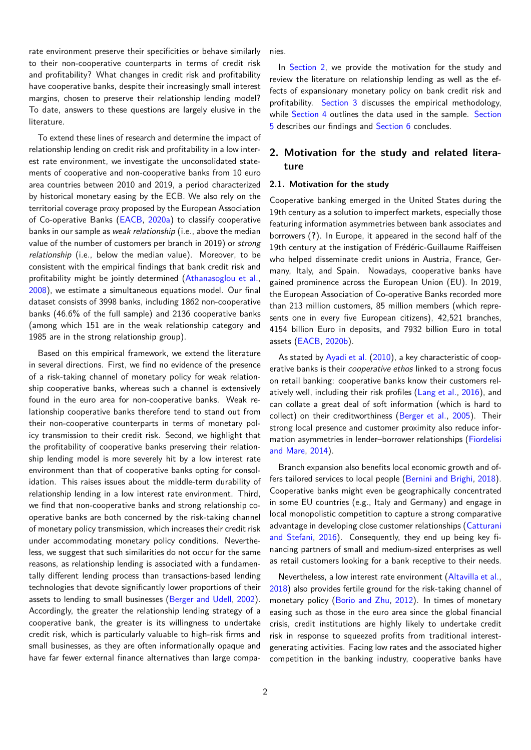rate environment preserve their specificities or behave similarly to their non-cooperative counterparts in terms of credit risk and profitability? What changes in credit risk and profitability have cooperative banks, despite their increasingly small interest margins, chosen to preserve their relationship lending model? To date, answers to these questions are largely elusive in the literature.

To extend these lines of research and determine the impact of relationship lending on credit risk and profitability in a low interest rate environment, we investigate the unconsolidated statements of cooperative and non-cooperative banks from 10 euro area countries between 2010 and 2019, a period characterized by historical monetary easing by the ECB. We also rely on the territorial coverage proxy proposed by the European Association of Co-operative Banks (EACB, 2020a) to classify cooperative banks in our sample as *weak relationship* (i.e., above the median value of the number of customers per branch in 2019) or *strong relationship* (i.e., below the median value). Moreover, to be consistent with the empirical findings that bank credit risk and profitability might be jointly determined (Athanasoglou et al., 2008), we estimate a simultaneous equations model. Our final dataset consists of 3998 banks, including 1862 non-cooperative banks (46.6% of the full sample) and 2136 cooperative banks (among which 151 are in the weak relationship category and 1985 are in the strong relationship group).

Based on this empirical framework, we extend the literature in several directions. First, we find no evidence of the presence of a risk-taking channel of monetary policy for weak relationship cooperative banks, whereas such a channel is extensively found in the euro area for non-cooperative banks. Weak relationship cooperative banks therefore tend to stand out from their non-cooperative counterparts in terms of monetary policy transmission to their credit risk. Second, we highlight that the profitability of cooperative banks preserving their relationship lending model is more severely hit by a low interest rate environment than that of cooperative banks opting for consolidation. This raises issues about the middle-term durability of relationship lending in a low interest rate environment. Third, we find that non-cooperative banks and strong relationship cooperative banks are both concerned by the risk-taking channel of monetary policy transmission, which increases their credit risk under accommodating monetary policy conditions. Nevertheless, we suggest that such similarities do not occur for the same reasons, as relationship lending is associated with a fundamentally different lending process than transactions-based lending technologies that devote significantly lower proportions of their assets to lending to small businesses (Berger and Udell, 2002). Accordingly, the greater the relationship lending strategy of a cooperative bank, the greater is its willingness to undertake credit risk, which is particularly valuable to high-risk firms and small businesses, as they are often informationally opaque and have far fewer external finance alternatives than large companies.

In Section 2, we provide the motivation for the study and review the literature on relationship lending as well as the effects of expansionary monetary policy on bank credit risk and profitability. Section 3 discusses the empirical methodology, while Section 4 outlines the data used in the sample. Section 5 describes our findings and Section 6 concludes.

## 2. Motivation for the study and related literature

### 2.1. Motivation for the study

Cooperative banking emerged in the United States during the 19th century as a solution to imperfect markets, especially those featuring information asymmetries between bank associates and borrowers (**?**). In Europe, it appeared in the second half of the 19th century at the instigation of Frédéric-Guillaume Raiffeisen who helped disseminate credit unions in Austria, France, Germany, Italy, and Spain. Nowadays, cooperative banks have gained prominence across the European Union (EU). In 2019, the European Association of Co-operative Banks recorded more than 213 million customers, 85 million members (which represents one in every five European citizens), 42,521 branches, 4154 billion Euro in deposits, and 7932 billion Euro in total assets (EACB, 2020b).

As stated by Ayadi et al. (2010), a key characteristic of cooperative banks is their *cooperative ethos* linked to a strong focus on retail banking: cooperative banks know their customers relatively well, including their risk profiles (Lang et al., 2016), and can collate a great deal of soft information (which is hard to collect) on their creditworthiness (Berger et al., 2005). Their strong local presence and customer proximity also reduce information asymmetries in lender–borrower relationships (Fiordelisi and Mare, 2014).

Branch expansion also benefits local economic growth and offers tailored services to local people (Bernini and Brighi, 2018). Cooperative banks might even be geographically concentrated in some EU countries (e.g., Italy and Germany) and engage in local monopolistic competition to capture a strong comparative advantage in developing close customer relationships (Catturani and Stefani, 2016). Consequently, they end up being key financing partners of small and medium-sized enterprises as well as retail customers looking for a bank receptive to their needs.

Nevertheless, a low interest rate environment (Altavilla et al., 2018) also provides fertile ground for the risk-taking channel of monetary policy (Borio and Zhu, 2012). In times of monetary easing such as those in the euro area since the global financial crisis, credit institutions are highly likely to undertake credit risk in response to squeezed profits from traditional interest-generating activities. Facing low rates and the associated higher competition in the banking industry, cooperative banks have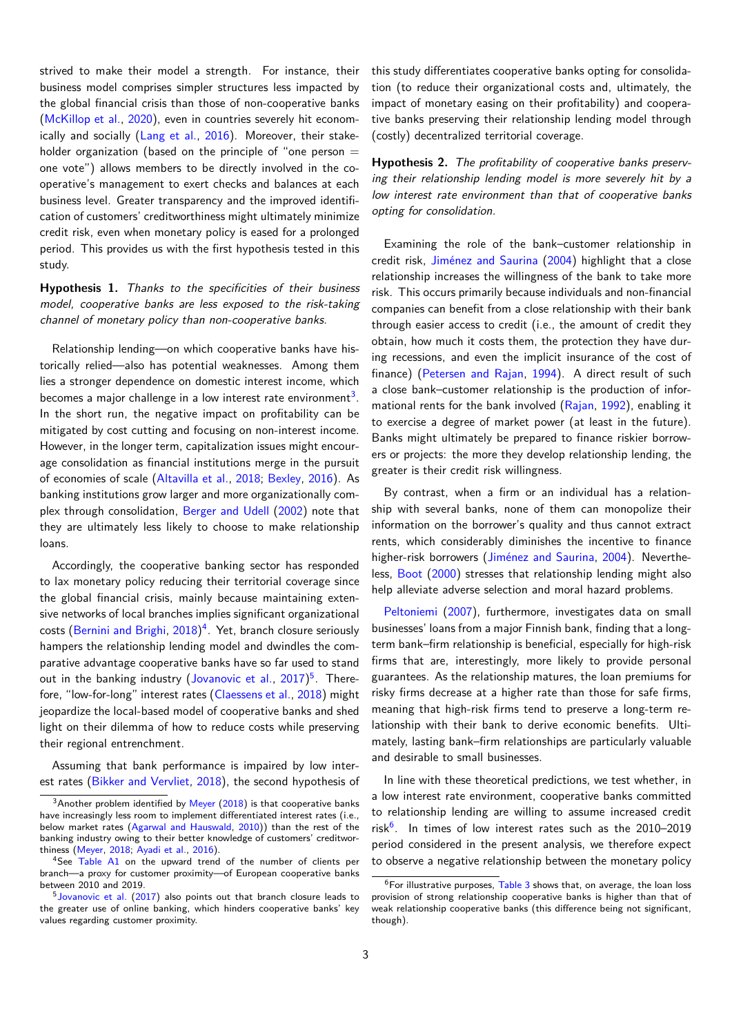strived to make their model a strength. For instance, their business model comprises simpler structures less impacted by the global financial crisis than those of non-cooperative banks (McKillop et al., 2020), even in countries severely hit economically and socially (Lang et al., 2016). Moreover, their stakeholder organization (based on the principle of "one person = one vote") allows members to be directly involved in the cooperative's management to exert checks and balances at each business level. Greater transparency and the improved identification of customers' creditworthiness might ultimately minimize credit risk, even when monetary policy is eased for a prolonged period. This provides us with the first hypothesis tested in this study.

**Hypothesis 1.** *Thanks to the specificities of their business model, cooperative banks are less exposed to the risk-taking channel of monetary policy than non-cooperative banks.*

Relationship lending—on which cooperative banks have historically relied—also has potential weaknesses. Among them lies a stronger dependence on domestic interest income, which becomes a major challenge in a low interest rate environment[3]. In the short run, the negative impact on profitability can be mitigated by cost cutting and focusing on non-interest income. However, in the longer term, capitalization issues might encourage consolidation as financial institutions merge in the pursuit of economies of scale (Altavilla et al., 2018; Bexley, 2016). As banking institutions grow larger and more organizationally complex through consolidation, Berger and Udell (2002) note that they are ultimately less likely to choose to make relationship loans.

Accordingly, the cooperative banking sector has responded to lax monetary policy reducing their territorial coverage since the global financial crisis, mainly because maintaining extensive networks of local branches implies significant organizational costs (Bernini and Brighi, 2018)[4]. Yet, branch closure seriously hampers the relationship lending model and dwindles the comparative advantage cooperative banks have so far used to stand out in the banking industry (Jovanovic et al., 2017)[5]. Therefore, "low-for-long" interest rates (Claessens et al., 2018) might jeopardize the local-based model of cooperative banks and shed light on their dilemma of how to reduce costs while preserving their regional entrenchment.

Assuming that bank performance is impaired by low interest rates (Bikker and Vervliet, 2018), the second hypothesis of this study differentiates cooperative banks opting for consolidation (to reduce their organizational costs and, ultimately, the impact of monetary easing on their profitability) and cooperative banks preserving their relationship lending model through (costly) decentralized territorial coverage.

**Hypothesis 2.** *The profitability of cooperative banks preserving their relationship lending model is more severely hit by a low interest rate environment than that of cooperative banks opting for consolidation.*

Examining the role of the bank–customer relationship in credit risk, Jiménez and Saurina (2004) highlight that a close relationship increases the willingness of the bank to take more risk. This occurs primarily because individuals and non-financial companies can benefit from a close relationship with their bank through easier access to credit (i.e., the amount of credit they obtain, how much it costs them, the protection they have during recessions, and even the implicit insurance of the cost of finance) (Petersen and Rajan, 1994). A direct result of such a close bank–customer relationship is the production of informational rents for the bank involved (Rajan, 1992), enabling it to exercise a degree of market power (at least in the future). Banks might ultimately be prepared to finance riskier borrowers or projects: the more they develop relationship lending, the greater is their credit risk willingness.

By contrast, when a firm or an individual has a relationship with several banks, none of them can monopolize their information on the borrower's quality and thus cannot extract rents, which considerably diminishes the incentive to finance higher-risk borrowers (Jiménez and Saurina, 2004). Nevertheless, Boot (2000) stresses that relationship lending might also help alleviate adverse selection and moral hazard problems.

Peltoniemi (2007), furthermore, investigates data on small businesses' loans from a major Finnish bank, finding that a long-term bank–firm relationship is beneficial, especially for high-risk firms that are, interestingly, more likely to provide personal guarantees. As the relationship matures, the loan premiums for risky firms decrease at a higher rate than those for safe firms, meaning that high-risk firms tend to preserve a long-term relationship with their bank to derive economic benefits. Ultimately, lasting bank–firm relationships are particularly valuable and desirable to small businesses.

In line with these theoretical predictions, we test whether, in a low interest rate environment, cooperative banks committed to relationship lending are willing to assume increased credit risk[6]. In times of low interest rates such as the 2010–2019 period considered in the present analysis, we therefore expect to observe a negative relationship between the monetary policy

[3] Another problem identified by Meyer (2018) is that cooperative banks have increasingly less room to implement differentiated interest rates (i.e., below market rates (Agarwal and Hauswald, 2010)) than the rest of the banking industry owing to their better knowledge of customers' creditworthiness (Meyer, 2018; Ayadi et al., 2016).

[4] See Table A1 on the upward trend of the number of clients per branch—a proxy for customer proximity—of European cooperative banks between 2010 and 2019.

[5] Jovanovic et al. (2017) also points out that branch closure leads to the greater use of online banking, which hinders cooperative banks' key values regarding customer proximity.

[6] For illustrative purposes, Table 3 shows that, on average, the loan loss provision of strong relationship cooperative banks is higher than that of weak relationship cooperative banks (this difference being not significant, though).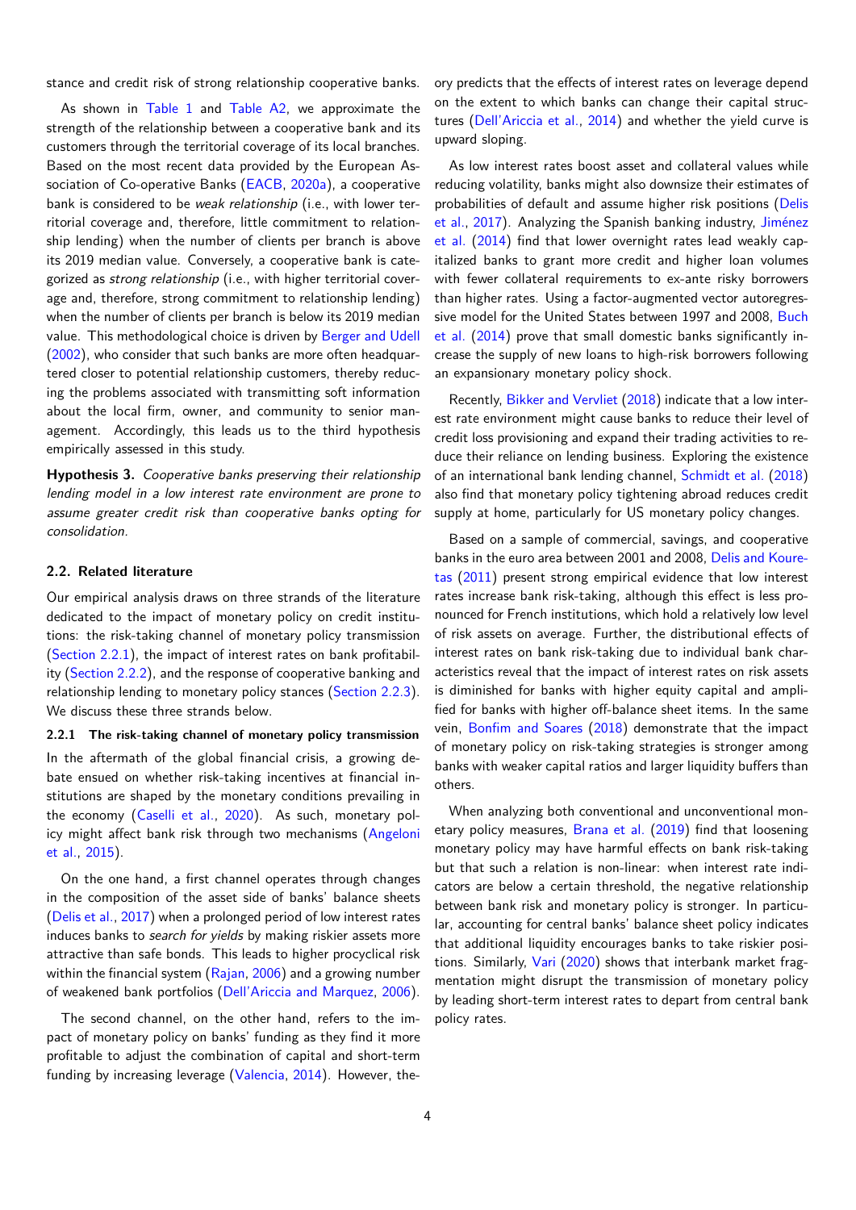stance and credit risk of strong relationship cooperative banks.

As shown in Table 1 and Table A2, we approximate the strength of the relationship between a cooperative bank and its customers through the territorial coverage of its local branches. Based on the most recent data provided by the European Association of Co-operative Banks (EACB, 2020a), a cooperative bank is considered to be *weak relationship* (i.e., with lower territorial coverage and, therefore, little commitment to relationship lending) when the number of clients per branch is above its 2019 median value. Conversely, a cooperative bank is categorized as *strong relationship* (i.e., with higher territorial coverage and, therefore, strong commitment to relationship lending) when the number of clients per branch is below its 2019 median value. This methodological choice is driven by Berger and Udell (2002), who consider that such banks are more often headquartered closer to potential relationship customers, thereby reducing the problems associated with transmitting soft information about the local firm, owner, and community to senior management. Accordingly, this leads us to the third hypothesis empirically assessed in this study.

**Hypothesis 3.** *Cooperative banks preserving their relationship lending model in a low interest rate environment are prone to assume greater credit risk than cooperative banks opting for consolidation.*

## 2.2. Related literature

Our empirical analysis draws on three strands of the literature dedicated to the impact of monetary policy on credit institutions: the risk-taking channel of monetary policy transmission (Section 2.2.1), the impact of interest rates on bank profitability (Section 2.2.2), and the response of cooperative banking and relationship lending to monetary policy stances (Section 2.2.3). We discuss these three strands below.

### 2.2.1 The risk-taking channel of monetary policy transmission

In the aftermath of the global financial crisis, a growing debate ensued on whether risk-taking incentives at financial institutions are shaped by the monetary conditions prevailing in the economy (Caselli et al., 2020). As such, monetary policy might affect bank risk through two mechanisms (Angeloni et al., 2015).

On the one hand, a first channel operates through changes in the composition of the asset side of banks' balance sheets (Delis et al., 2017) when a prolonged period of low interest rates induces banks to *search for yields* by making riskier assets more attractive than safe bonds. This leads to higher procyclical risk within the financial system (Rajan, 2006) and a growing number of weakened bank portfolios (Dell'Ariccia and Marquez, 2006).

The second channel, on the other hand, refers to the impact of monetary policy on banks' funding as they find it more profitable to adjust the combination of capital and short-term funding by increasing leverage (Valencia, 2014). However, theory predicts that the effects of interest rates on leverage depend on the extent to which banks can change their capital structures (Dell'Ariccia et al., 2014) and whether the yield curve is upward sloping.

As low interest rates boost asset and collateral values while reducing volatility, banks might also downsize their estimates of probabilities of default and assume higher risk positions (Delis et al., 2017). Analyzing the Spanish banking industry, Jiménez et al. (2014) find that lower overnight rates lead weakly capitalized banks to grant more credit and higher loan volumes with fewer collateral requirements to ex-ante risky borrowers than higher rates. Using a factor-augmented vector autoregressive model for the United States between 1997 and 2008, Buch et al. (2014) prove that small domestic banks significantly increase the supply of new loans to high-risk borrowers following an expansionary monetary policy shock.

Recently, Bikker and Vervliet (2018) indicate that a low interest rate environment might cause banks to reduce their level of credit loss provisioning and expand their trading activities to reduce their reliance on lending business. Exploring the existence of an international bank lending channel, Schmidt et al. (2018) also find that monetary policy tightening abroad reduces credit supply at home, particularly for US monetary policy changes.

Based on a sample of commercial, savings, and cooperative banks in the euro area between 2001 and 2008, Delis and Kouretas (2011) present strong empirical evidence that low interest rates increase bank risk-taking, although this effect is less pronounced for French institutions, which hold a relatively low level of risk assets on average. Further, the distributional effects of interest rates on bank risk-taking due to individual bank characteristics reveal that the impact of interest rates on risk assets is diminished for banks with higher equity capital and amplified for banks with higher off-balance sheet items. In the same vein, Bonfim and Soares (2018) demonstrate that the impact of monetary policy on risk-taking strategies is stronger among banks with weaker capital ratios and larger liquidity buffers than others.

When analyzing both conventional and unconventional monetary policy measures, Brana et al. (2019) find that loosening monetary policy may have harmful effects on bank risk-taking but that such a relation is non-linear: when interest rate indicators are below a certain threshold, the negative relationship between bank risk and monetary policy is stronger. In particular, accounting for central banks' balance sheet policy indicates that additional liquidity encourages banks to take riskier positions. Similarly, Vari (2020) shows that interbank market fragmentation might disrupt the transmission of monetary policy by leading short-term interest rates to depart from central bank policy rates.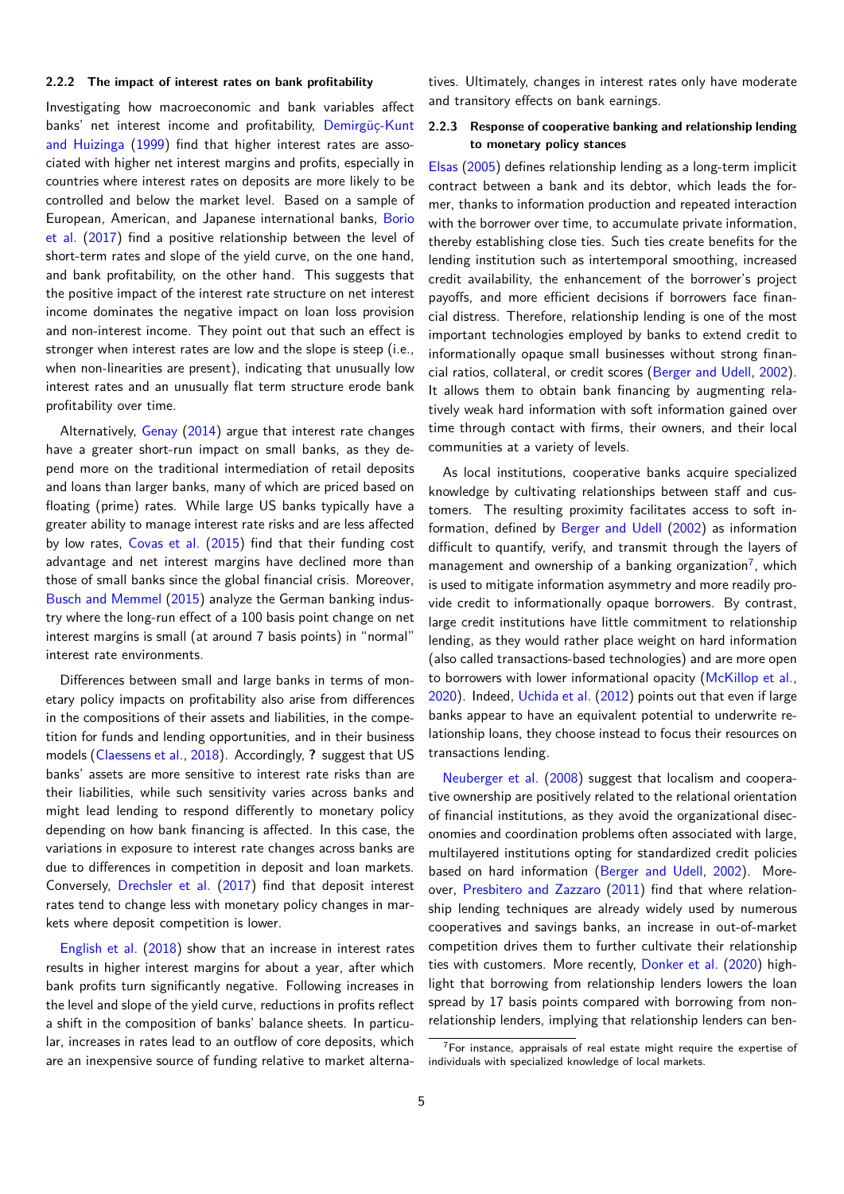#### 2.2.2 The impact of interest rates on bank profitability

Investigating how macroeconomic and bank variables affect banks' net interest income and profitability, Demirgüç-Kunt and Huizinga (1999) find that higher interest rates are associated with higher net interest margins and profits, especially in countries where interest rates on deposits are more likely to be controlled and below the market level. Based on a sample of European, American, and Japanese international banks, Borio et al. (2017) find a positive relationship between the level of short-term rates and slope of the yield curve, on the one hand, and bank profitability, on the other hand. This suggests that the positive impact of the interest rate structure on net interest income dominates the negative impact on loan loss provision and non-interest income. They point out that such an effect is stronger when interest rates are low and the slope is steep (i.e., when non-linearities are present), indicating that unusually low interest rates and an unusually flat term structure erode bank profitability over time.

Alternatively, Genay (2014) argue that interest rate changes have a greater short-run impact on small banks, as they depend more on the traditional intermediation of retail deposits and loans than larger banks, many of which are priced based on floating (prime) rates. While large US banks typically have a greater ability to manage interest rate risks and are less affected by low rates, Covas et al. (2015) find that their funding cost advantage and net interest margins have declined more than those of small banks since the global financial crisis. Moreover, Busch and Memmel (2015) analyze the German banking industry where the long-run effect of a 100 basis point change on net interest margins is small (at around 7 basis points) in "normal" interest rate environments.

Differences between small and large banks in terms of monetary policy impacts on profitability also arise from differences in the compositions of their assets and liabilities, in the competition for funds and lending opportunities, and in their business models (Claessens et al., 2018). Accordingly, **?** suggest that US banks' assets are more sensitive to interest rate risks than are their liabilities, while such sensitivity varies across banks and might lead lending to respond differently to monetary policy depending on how bank financing is affected. In this case, the variations in exposure to interest rate changes across banks are due to differences in competition in deposit and loan markets. Conversely, Drechsler et al. (2017) find that deposit interest rates tend to change less with monetary policy changes in markets where deposit competition is lower.

English et al. (2018) show that an increase in interest rates results in higher interest margins for about a year, after which bank profits turn significantly negative. Following increases in the level and slope of the yield curve, reductions in profits reflect a shift in the composition of banks' balance sheets. In particular, increases in rates lead to an outflow of core deposits, which are an inexpensive source of funding relative to market alternatives. Ultimately, changes in interest rates only have moderate and transitory effects on bank earnings.

#### 2.2.3 Response of cooperative banking and relationship lending to monetary policy stances

Elsas (2005) defines relationship lending as a long-term implicit contract between a bank and its debtor, which leads the former, thanks to information production and repeated interaction with the borrower over time, to accumulate private information, thereby establishing close ties. Such ties create benefits for the lending institution such as intertemporal smoothing, increased credit availability, the enhancement of the borrower's project payoffs, and more efficient decisions if borrowers face financial distress. Therefore, relationship lending is one of the most important technologies employed by banks to extend credit to informationally opaque small businesses without strong financial ratios, collateral, or credit scores (Berger and Udell, 2002). It allows them to obtain bank financing by augmenting relatively weak hard information with soft information gained over time through contact with firms, their owners, and their local communities at a variety of levels.

As local institutions, cooperative banks acquire specialized knowledge by cultivating relationships between staff and customers. The resulting proximity facilitates access to soft information, defined by Berger and Udell (2002) as information difficult to quantify, verify, and transmit through the layers of management and ownership of a banking organization[7], which is used to mitigate information asymmetry and more readily provide credit to informationally opaque borrowers. By contrast, large credit institutions have little commitment to relationship lending, as they would rather place weight on hard information (also called transactions-based technologies) and are more open to borrowers with lower informational opacity (McKillop et al., 2020). Indeed, Uchida et al. (2012) points out that even if large banks appear to have an equivalent potential to underwrite relationship loans, they choose instead to focus their resources on transactions lending.

Neuberger et al. (2008) suggest that localism and cooperative ownership are positively related to the relational orientation of financial institutions, as they avoid the organizational diseconomies and coordination problems often associated with large, multilayered institutions opting for standardized credit policies based on hard information (Berger and Udell, 2002). Moreover, Presbitero and Zazzaro (2011) find that where relationship lending techniques are already widely used by numerous cooperatives and savings banks, an increase in out-of-market competition drives them to further cultivate their relationship ties with customers. More recently, Donker et al. (2020) highlight that borrowing from relationship lenders lowers the loan spread by 17 basis points compared with borrowing from non-relationship lenders, implying that relationship lenders can ben-

[7] For instance, appraisals of real estate might require the expertise of individuals with specialized knowledge of local markets.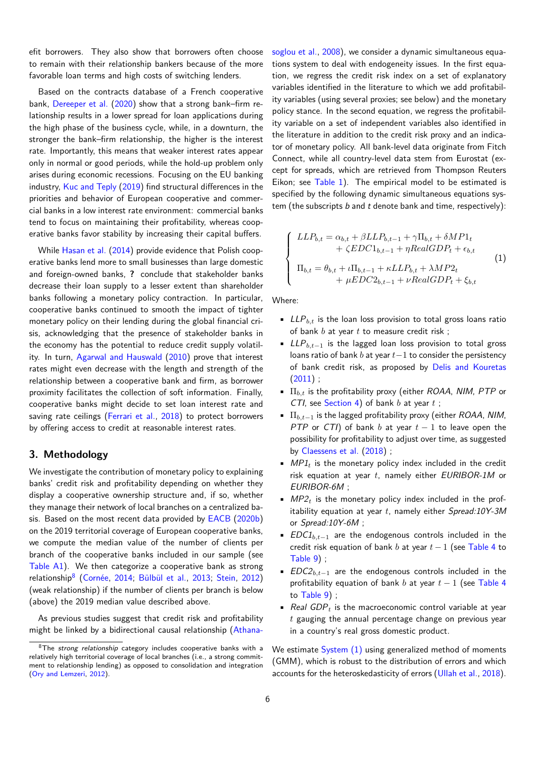efit borrowers. They also show that borrowers often choose to remain with their relationship bankers because of the more favorable loan terms and high costs of switching lenders.

Based on the contracts database of a French cooperative bank, Dereeper et al. (2020) show that a strong bank–firm relationship results in a lower spread for loan applications during the high phase of the business cycle, while, in a downturn, the stronger the bank–firm relationship, the higher is the interest rate. Importantly, this means that weaker interest rates appear only in normal or good periods, while the hold-up problem only arises during economic recessions. Focusing on the EU banking industry, Kuc and Teply (2019) find structural differences in the priorities and behavior of European cooperative and commercial banks in a low interest rate environment: commercial banks tend to focus on maintaining their profitability, whereas cooperative banks favor stability by increasing their capital buffers.

While Hasan et al. (2014) provide evidence that Polish cooperative banks lend more to small businesses than large domestic and foreign-owned banks, **?** conclude that stakeholder banks decrease their loan supply to a lesser extent than shareholder banks following a monetary policy contraction. In particular, cooperative banks continued to smooth the impact of tighter monetary policy on their lending during the global financial crisis, acknowledging that the presence of stakeholder banks in the economy has the potential to reduce credit supply volatility. In turn, Agarwal and Hauswald (2010) prove that interest rates might even decrease with the length and strength of the relationship between a cooperative bank and firm, as borrower proximity facilitates the collection of soft information. Finally, cooperative banks might decide to set loan interest rate and saving rate ceilings (Ferrari et al., 2018) to protect borrowers by offering access to credit at reasonable interest rates.

## 3. Methodology

We investigate the contribution of monetary policy to explaining banks' credit risk and profitability depending on whether they display a cooperative ownership structure and, if so, whether they manage their network of local branches on a centralized basis. Based on the most recent data provided by EACB (2020b) on the 2019 territorial coverage of European cooperative banks, we compute the median value of the number of clients per branch of the cooperative banks included in our sample (see Table A1). We then categorize a cooperative bank as strong relationship[8] (Cornée, 2014; Bülbül et al., 2013; Stein, 2012) (weak relationship) if the number of clients per branch is below (above) the 2019 median value described above.

As previous studies suggest that credit risk and profitability might be linked by a bidirectional causal relationship (Athanasoglou et al., 2008), we consider a dynamic simultaneous equations system to deal with endogeneity issues. In the first equation, we regress the credit risk index on a set of explanatory variables identified in the literature to which we add profitability variables (using several proxies; see below) and the monetary policy stance. In the second equation, we regress the profitability variable on a set of independent variables also identified in the literature in addition to the credit risk proxy and an indicator of monetary policy. All bank-level data originate from Fitch Connect, while all country-level data stem from Eurostat (except for spreads, which are retrieved from Thompson Reuters Eikon; see Table 1). The empirical model to be estimated is specified by the following dynamic simultaneous equations system (the subscripts $b$ and $t$ denote bank and time, respectively):

$$
\begin{cases}
LLP_{b,t} = \alpha_{b,t} + \beta LLP_{b,t-1} + \gamma \Pi_{b,t} + \delta MP1_t \\
\qquad + \zeta EDC1_{b,t-1} + \eta RealGDP_t + \epsilon_{b,t} \\
\Pi_{b,t} = \theta_{b,t} + \iota \Pi_{b,t-1} + \kappa LLP_{b,t} + \lambda MP2_t \\
\qquad + \mu EDC2_{b,t-1} + \nu RealGDP_t + \xi_{b,t}
\end{cases}
\tag{1}
$$

Where:

- $LLP_{b,t}$ is the loan loss provision to total gross loans ratio of bank $b$ at year $t$ to measure credit risk ;
- $LLP_{b,t-1}$ is the lagged loan loss provision to total gross loans ratio of bank $b$ at year $t-1$ to consider the persistency of bank credit risk, as proposed by Delis and Kouretas (2011) ;
- $\Pi_{b,t}$ is the profitability proxy (either *ROAA*, *NIM*, *PTP* or *CTI*, see Section 4) of bank $b$ at year $t$ ;
- $\Pi_{b,t-1}$ is the lagged profitability proxy (either *ROAA*, *NIM*, *PTP* or *CTI*) of bank $b$ at year $t-1$ to leave open the possibility for profitability to adjust over time, as suggested by Claessens et al. (2018) ;
- *MP1*$_t$ is the monetary policy index included in the credit risk equation at year $t$, namely either *EURIBOR-1M* or *EURIBOR-6M* ;
- *MP2*$_t$ is the monetary policy index included in the profitability equation at year $t$, namely either *Spread:10Y-3M* or *Spread:10Y-6M* ;
- *EDC1*$_{b,t-1}$ are the endogenous controls included in the credit risk equation of bank $b$ at year $t-1$ (see Table 4 to Table 9) ;
- *EDC2*$_{b,t-1}$ are the endogenous controls included in the profitability equation of bank $b$ at year $t-1$ (see Table 4 to Table 9) ;
- *Real GDP*$_t$ is the macroeconomic control variable at year $t$ gauging the annual percentage change on previous year in a country's real gross domestic product.

We estimate System (1) using generalized method of moments (GMM), which is robust to the distribution of errors and which accounts for the heteroskedasticity of errors (Ullah et al., 2018).

[8] The *strong relationship* category includes cooperative banks with a relatively high territorial coverage of local branches (i.e., a strong commitment to relationship lending) as opposed to consolidation and integration (Ory and Lemzeri, 2012).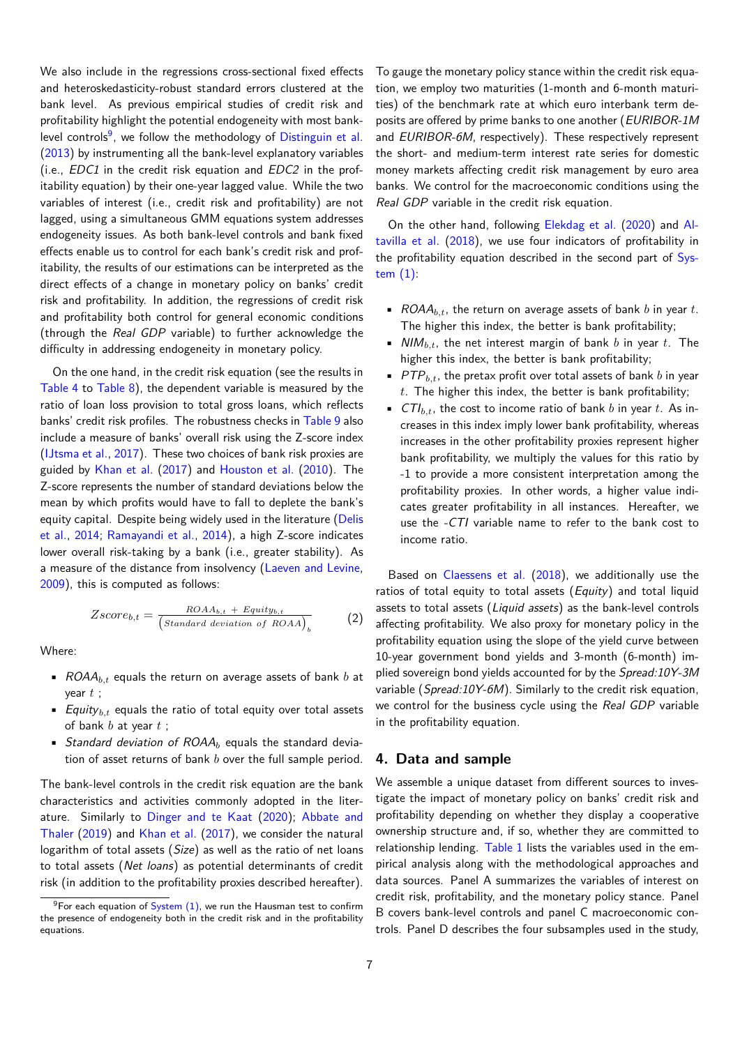We also include in the regressions cross-sectional fixed effects and heteroskedasticity-robust standard errors clustered at the bank level. As previous empirical studies of credit risk and profitability highlight the potential endogeneity with most bank-level controls[9], we follow the methodology of Distinguin et al. (2013) by instrumenting all the bank-level explanatory variables (i.e., *EDC1* in the credit risk equation and *EDC2* in the profitability equation) by their one-year lagged value. While the two variables of interest (i.e., credit risk and profitability) are not lagged, using a simultaneous GMM equations system addresses endogeneity issues. As both bank-level controls and bank fixed effects enable us to control for each bank's credit risk and profitability, the results of our estimations can be interpreted as the direct effects of a change in monetary policy on banks' credit risk and profitability. In addition, the regressions of credit risk and profitability both control for general economic conditions (through the *Real GDP* variable) to further acknowledge the difficulty in addressing endogeneity in monetary policy.

On the one hand, in the credit risk equation (see the results in Table 4 to Table 8), the dependent variable is measured by the ratio of loan loss provision to total gross loans, which reflects banks' credit risk profiles. The robustness checks in Table 9 also include a measure of banks' overall risk using the Z-score index (IJtsma et al., 2017). These two choices of bank risk proxies are guided by Khan et al. (2017) and Houston et al. (2010). The Z-score represents the number of standard deviations below the mean by which profits would have to fall to deplete the bank's equity capital. Despite being widely used in the literature (Delis et al., 2014; Ramayandi et al., 2014), a high Z-score indicates lower overall risk-taking by a bank (i.e., greater stability). As a measure of the distance from insolvency (Laeven and Levine, 2009), this is computed as follows:

$$Zscore_{b,t} = \frac{ROAA_{b,t} + Equity_{b,t}}{\left(Standard\ deviation\ of\ ROAA\right)_b} \tag{2}$$

Where:

- $ROAA_{b,t}$ equals the return on average assets of bank $b$ at year $t$ ;
- $Equity_{b,t}$ equals the ratio of total equity over total assets of bank $b$ at year $t$ ;
- *Standard deviation of* $ROAA_b$ equals the standard deviation of asset returns of bank $b$ over the full sample period.

The bank-level controls in the credit risk equation are the bank characteristics and activities commonly adopted in the literature. Similarly to Dinger and te Kaat (2020); Abbate and Thaler (2019) and Khan et al. (2017), we consider the natural logarithm of total assets (*Size*) as well as the ratio of net loans to total assets (*Net loans*) as potential determinants of credit risk (in addition to the profitability proxies described hereafter).

To gauge the monetary policy stance within the credit risk equation, we employ two maturities (1-month and 6-month maturities) of the benchmark rate at which euro interbank term deposits are offered by prime banks to one another (*EURIBOR-1M* and *EURIBOR-6M*, respectively). These respectively represent the short- and medium-term interest rate series for domestic money markets affecting credit risk management by euro area banks. We control for the macroeconomic conditions using the *Real GDP* variable in the credit risk equation.

On the other hand, following Elekdag et al. (2020) and Altavilla et al. (2018), we use four indicators of profitability in the profitability equation described in the second part of System (1):

- $ROAA_{b,t}$, the return on average assets of bank $b$ in year $t$. The higher this index, the better is bank profitability;
- $NIM_{b,t}$, the net interest margin of bank $b$ in year $t$. The higher this index, the better is bank profitability;
- $PTP_{b,t}$, the pretax profit over total assets of bank $b$ in year $t$. The higher this index, the better is bank profitability;
- $CTI_{b,t}$, the cost to income ratio of bank $b$ in year $t$. As increases in this index imply lower bank profitability, whereas increases in the other profitability proxies represent higher bank profitability, we multiply the values for this ratio by -1 to provide a more consistent interpretation among the profitability proxies. In other words, a higher value indicates greater profitability in all instances. Hereafter, we use the *-CTI* variable name to refer to the bank cost to income ratio.

Based on Claessens et al. (2018), we additionally use the ratios of total equity to total assets (*Equity*) and total liquid assets to total assets (*Liquid assets*) as the bank-level controls affecting profitability. We also proxy for monetary policy in the profitability equation using the slope of the yield curve between 10-year government bond yields and 3-month (6-month) implied sovereign bond yields accounted for by the *Spread:10Y-3M* variable (*Spread:10Y-6M*). Similarly to the credit risk equation, we control for the business cycle using the *Real GDP* variable in the profitability equation.

## 4. Data and sample

We assemble a unique dataset from different sources to investigate the impact of monetary policy on banks' credit risk and profitability depending on whether they display a cooperative ownership structure and, if so, whether they are committed to relationship lending. Table 1 lists the variables used in the empirical analysis along with the methodological approaches and data sources. Panel A summarizes the variables of interest on credit risk, profitability, and the monetary policy stance. Panel B covers bank-level controls and panel C macroeconomic controls. Panel D describes the four subsamples used in the study,

[9] For each equation of System (1), we run the Hausman test to confirm the presence of endogeneity both in the credit risk and in the profitability equations.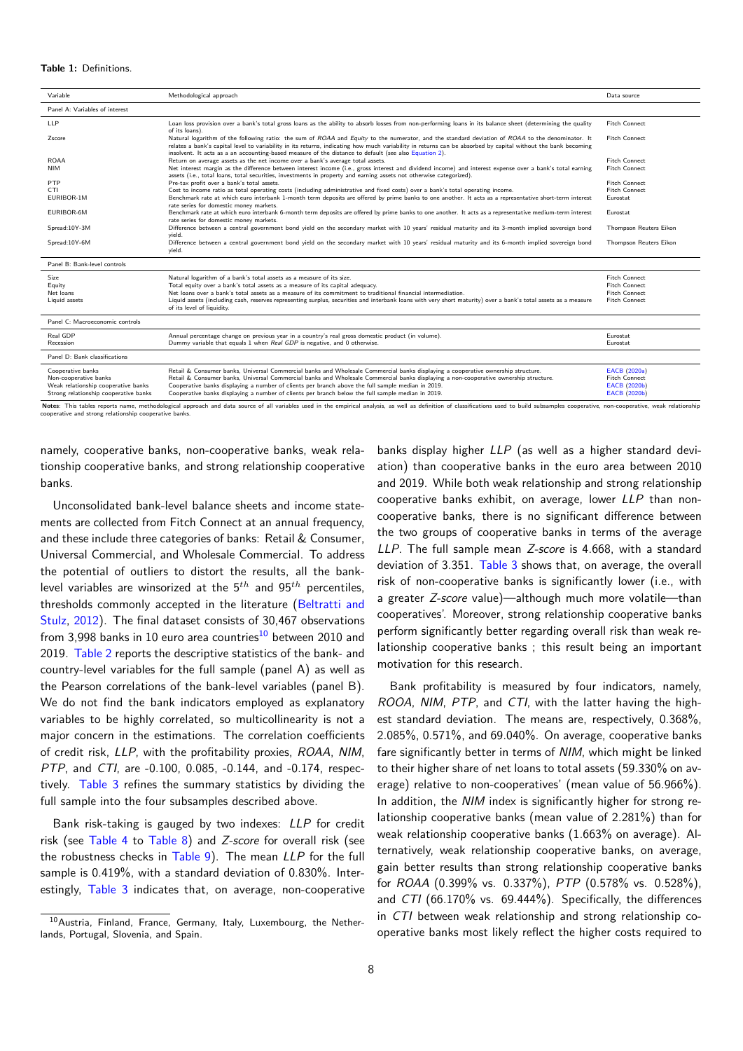**Table 1:** Definitions.

| Variable | Methodological approach | Data source |
|---|---|---|
| Panel A: Variables of interest | | |
| LLP | Loan loss provision over a bank's total gross loans as the ability to absorb losses from non-performing loans in its balance sheet (determining the quality of its loans). | Fitch Connect |
| Zscore | Natural logarithm of the following ratio: the sum of *ROAA* and *Equity* to the numerator, and the standard deviation of *ROAA* to the denominator. It relates a bank's capital level to variability in its returns, indicating how much variability in returns can be absorbed by capital without the bank becoming insolvent. It acts as a an accounting-based measure of the distance to default (see also Equation 2). | Fitch Connect |
| ROAA | Return on average assets as the net income over a bank's average total assets. | Fitch Connect |
| NIM | Net interest margin as the difference between interest income (i.e., gross interest and dividend income) and interest expense over a bank's total earning assets (i.e., total loans, total securities, investments in property and earning assets not otherwise categorized). | Fitch Connect |
| PTP | Pre-tax profit over a bank's total assets. | Fitch Connect |
| CTI | Cost to income ratio as total operating costs (including administrative and fixed costs) over a bank's total operating income. | Fitch Connect |
| EURIBOR-1M | Benchmark rate at which euro interbank 1-month term deposits are offered by prime banks to one another. It acts as a representative short-term interest rate series for domestic money markets. | Eurostat |
| EURIBOR-6M | Benchmark rate at which euro interbank 6-month term deposits are offered by prime banks to one another. It acts as a representative medium-term interest rate series for domestic money markets. | Eurostat |
| Spread:10Y-3M | Difference between a central government bond yield on the secondary market with 10 years' residual maturity and its 3-month implied sovereign bond yield. | Thompson Reuters Eikon |
| Spread:10Y-6M | Difference between a central government bond yield on the secondary market with 10 years' residual maturity and its 6-month implied sovereign bond yield. | Thompson Reuters Eikon |
| Panel B: Bank-level controls | | |
| Size | Natural logarithm of a bank's total assets as a measure of its size. | Fitch Connect |
| Equity | Total equity over a bank's total assets as a measure of its capital adequacy. | Fitch Connect |
| Net loans | Net loans over a bank's total assets as a measure of its commitment to traditional financial intermediation. | Fitch Connect |
| Liquid assets | Liquid assets (including cash, reserves representing surplus, securities and interbank loans with very short maturity) over a bank's total assets as a measure of its level of liquidity. | Fitch Connect |
| Panel C: Macroeconomic controls | | |
| Real GDP | Annual percentage change on previous year in a country's real gross domestic product (in volume). | Eurostat |
| Recession | Dummy variable that equals 1 when *Real GDP* is negative, and 0 otherwise. | Eurostat |
| Panel D: Bank classifications | | |
| Cooperative banks | Retail & Consumer banks, Universal Commercial banks and Wholesale Commercial banks displaying a cooperative ownership structure. | EACB (2020a) |
| Non-cooperative banks | Retail & Consumer banks, Universal Commercial banks and Wholesale Commercial banks displaying a non-cooperative ownership structure. | Fitch Connect |
| Weak relationship cooperative banks | Cooperative banks displaying a number of clients per branch above the full sample median in 2019. | EACB (2020b) |
| Strong relationship cooperative banks | Cooperative banks displaying a number of clients per branch below the full sample median in 2019. | EACB (2020b) |

**Notes**: This tables reports name, methodological approach and data source of all variables used in the empirical analysis, as well as definition of classifications used to build subsamples cooperative, non-cooperative, weak relationship cooperative and strong relationship cooperative banks.

namely, cooperative banks, non-cooperative banks, weak relationship cooperative banks, and strong relationship cooperative banks.

Unconsolidated bank-level balance sheets and income statements are collected from Fitch Connect at an annual frequency, and these include three categories of banks: Retail & Consumer, Universal Commercial, and Wholesale Commercial. To address the potential of outliers to distort the results, all the bank-level variables are winsorized at the $5^{th}$ and $95^{th}$ percentiles, thresholds commonly accepted in the literature (Beltratti and Stulz, 2012). The final dataset consists of 30,467 observations from 3,998 banks in 10 euro area countries[10] between 2010 and 2019. Table 2 reports the descriptive statistics of the bank- and country-level variables for the full sample (panel A) as well as the Pearson correlations of the bank-level variables (panel B). We do not find the bank indicators employed as explanatory variables to be highly correlated, so multicollinearity is not a major concern in the estimations. The correlation coefficients of credit risk, *LLP*, with the profitability proxies, *ROAA*, *NIM*, *PTP*, and *CTI*, are -0.100, 0.085, -0.144, and -0.174, respectively. Table 3 refines the summary statistics by dividing the full sample into the four subsamples described above.

Bank risk-taking is gauged by two indexes: *LLP* for credit risk (see Table 4 to Table 8) and *Z-score* for overall risk (see the robustness checks in Table 9). The mean *LLP* for the full sample is 0.419%, with a standard deviation of 0.830%. Interestingly, Table 3 indicates that, on average, non-cooperative banks display higher *LLP* (as well as a higher standard deviation) than cooperative banks in the euro area between 2010 and 2019. While both weak relationship and strong relationship cooperative banks exhibit, on average, lower *LLP* than non-cooperative banks, there is no significant difference between the two groups of cooperative banks in terms of the average *LLP*. The full sample mean *Z-score* is 4.668, with a standard deviation of 3.351. Table 3 shows that, on average, the overall risk of non-cooperative banks is significantly lower (i.e., with a greater *Z-score* value)—although much more volatile—than cooperatives'. Moreover, strong relationship cooperative banks perform significantly better regarding overall risk than weak relationship cooperative banks ; this result being an important motivation for this research.

Bank profitability is measured by four indicators, namely, *ROOA*, *NIM*, *PTP*, and *CTI*, with the latter having the highest standard deviation. The means are, respectively, 0.368%, 2.085%, 0.571%, and 69.040%. On average, cooperative banks fare significantly better in terms of *NIM*, which might be linked to their higher share of net loans to total assets (59.330% on average) relative to non-cooperatives' (mean value of 56.966%). In addition, the *NIM* index is significantly higher for strong relationship cooperative banks (mean value of 2.281%) than for weak relationship cooperative banks (1.663% on average). Alternatively, weak relationship cooperative banks, on average, gain better results than strong relationship cooperative banks for *ROAA* (0.399% vs. 0.337%), *PTP* (0.578% vs. 0.528%), and *CTI* (66.170% vs. 69.444%). Specifically, the differences in *CTI* between weak relationship and strong relationship cooperative banks most likely reflect the higher costs required to

[10] Austria, Finland, France, Germany, Italy, Luxembourg, the Netherlands, Portugal, Slovenia, and Spain.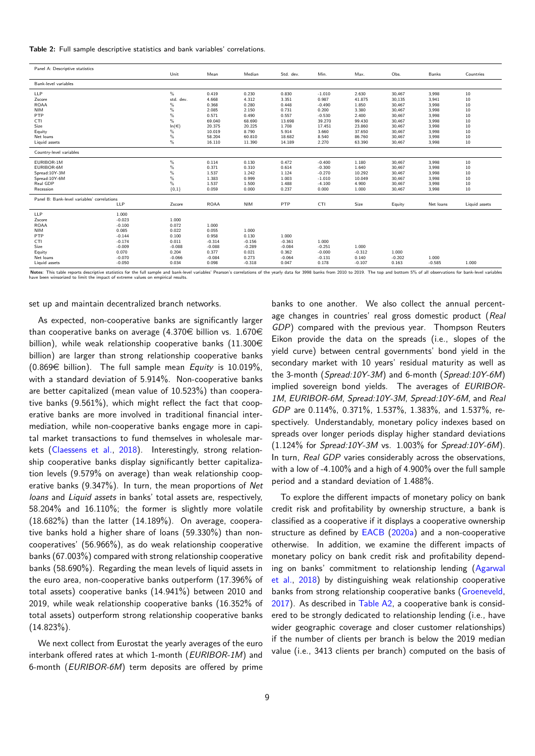**Table 2:** Full sample descriptive statistics and bank variables' correlations.

| Panel A: Descriptive statistics | Unit | Mean | Median | Std. dev. | Min. | Max. | Obs. | Banks | Countries |
|---|---|---|---|---|---|---|---|---|---|
| *Bank-level variables* | | | | | | | | | |
| LLP | % | 0.419 | 0.230 | 0.830 | -1.010 | 2.630 | 30,467 | 3,998 | 10 |
| Zscore | std. dev. | 4.668 | 4.312 | 3.351 | 0.987 | 41.875 | 30,135 | 3,941 | 10 |
| ROAA | % | 0.368 | 0.280 | 0.448 | -0.490 | 1.850 | 30,467 | 3,998 | 10 |
| NIM | % | 2.085 | 2.150 | 0.731 | 0.200 | 3.380 | 30,467 | 3,998 | 10 |
| PTP | % | 0.571 | 0.490 | 0.557 | -0.530 | 2.400 | 30,467 | 3,998 | 10 |
| CTI | % | 69.040 | 68.690 | 13.698 | 39.270 | 99.430 | 30,467 | 3,998 | 10 |
| Size | ln(€) | 20.375 | 20.225 | 1.708 | 17.451 | 23.860 | 30,467 | 3,998 | 10 |
| Equity | % | 10.019 | 8.790 | 5.914 | 3.660 | 37.650 | 30,467 | 3,998 | 10 |
| Net loans | % | 58.204 | 60.810 | 18.682 | 8.540 | 86.760 | 30,467 | 3,998 | 10 |
| Liquid assets | % | 16.110 | 11.390 | 14.189 | 2.270 | 63.390 | 30,467 | 3,998 | 10 |
| *Country-level variables* | | | | | | | | | |
| EURIBOR-1M | % | 0.114 | 0.130 | 0.472 | -0.400 | 1.180 | 30,467 | 3,998 | 10 |
| EURIBOR-6M | % | 0.371 | 0.310 | 0.614 | -0.300 | 1.640 | 30,467 | 3,998 | 10 |
| Spread:10Y-3M | % | 1.537 | 1.242 | 1.124 | -0.270 | 10.292 | 30,467 | 3,998 | 10 |
| Spread:10Y-6M | % | 1.383 | 0.999 | 1.003 | -1.010 | 10.049 | 30,467 | 3,998 | 10 |
| Real GDP | % | 1.537 | 1.500 | 1.488 | -4.100 | 4.900 | 30,467 | 3,998 | 10 |
| Recession | {0,1} | 0.059 | 0.000 | 0.237 | 0.000 | 1.000 | 30,467 | 3,998 | 10 |

| Panel B: Bank-level variables' correlations | LLP | Zscore | ROAA | NIM | PTP | CTI | Size | Equity | Net loans | Liquid assets |
|---|---|---|---|---|---|---|---|---|---|---|
| LLP | 1.000 | | | | | | | | | |
| Zscore | -0.023 | 1.000 | | | | | | | | |
| ROAA | -0.100 | 0.072 | 1.000 | | | | | | | |
| NIM | 0.085 | 0.022 | 0.055 | 1.000 | | | | | | |
| PTP | -0.144 | 0.100 | 0.958 | 0.130 | 1.000 | | | | | |
| CTI | -0.174 | 0.011 | -0.314 | -0.156 | -0.361 | 1.000 | | | | |
| Size | -0.009 | -0.088 | -0.088 | -0.289 | -0.084 | -0.251 | 1.000 | | | |
| Equity | 0.070 | 0.204 | 0.377 | 0.021 | 0.362 | -0.000 | -0.312 | 1.000 | | |
| Net loans | -0.070 | -0.066 | -0.084 | 0.273 | -0.064 | -0.131 | 0.140 | -0.202 | 1.000 | |
| Liquid assets | -0.050 | 0.034 | 0.098 | -0.318 | 0.047 | 0.178 | -0.107 | 0.163 | -0.585 | 1.000 |

**Notes**: This table reports descriptive statistics for the full sample and bank-level variables' Pearson's correlations of the yearly data for 3998 banks from 2010 to 2019. The top and bottom 5% of all observations for bank-level variables have been winsorized to limit the impact of extreme values on empirical results.

set up and maintain decentralized branch networks.

As expected, non-cooperative banks are significantly larger than cooperative banks on average (4.370€ billion vs. 1.670€ billion), while weak relationship cooperative banks (11.300€ billion) are larger than strong relationship cooperative banks (0.869€ billion). The full sample mean *Equity* is 10.019%, with a standard deviation of 5.914%. Non-cooperative banks are better capitalized (mean value of 10.523%) than cooperative banks (9.561%), which might reflect the fact that cooperative banks are more involved in traditional financial intermediation, while non-cooperative banks engage more in capital market transactions to fund themselves in wholesale markets (Claessens et al., 2018). Interestingly, strong relationship cooperative banks display significantly better capitalization levels (9.579% on average) than weak relationship cooperative banks (9.347%). In turn, the mean proportions of *Net loans* and *Liquid assets* in banks' total assets are, respectively, 58.204% and 16.110%; the former is slightly more volatile (18.682%) than the latter (14.189%). On average, cooperative banks hold a higher share of loans (59.330%) than non-cooperatives' (56.966%), as do weak relationship cooperative banks (67.003%) compared with strong relationship cooperative banks (58.690%). Regarding the mean levels of liquid assets in the euro area, non-cooperative banks outperform (17.396% of total assets) cooperative banks (14.941%) between 2010 and 2019, while weak relationship cooperative banks (16.352% of total assets) outperform strong relationship cooperative banks (14.823%).

We next collect from Eurostat the yearly averages of the euro interbank offered rates at which 1-month (*EURIBOR-1M*) and 6-month (*EURIBOR-6M*) term deposits are offered by prime banks to one another. We also collect the annual percentage changes in countries' real gross domestic product (*Real GDP*) compared with the previous year. Thompson Reuters Eikon provide the data on the spreads (i.e., slopes of the yield curve) between central governments' bond yield in the secondary market with 10 years' residual maturity as well as the 3-month (*Spread:10Y-3M*) and 6-month (*Spread:10Y-6M*) implied sovereign bond yields. The averages of *EURIBOR-1M*, *EURIBOR-6M*, *Spread:10Y-3M*, *Spread:10Y-6M*, and *Real GDP* are 0.114%, 0.371%, 1.537%, 1.383%, and 1.537%, respectively. Understandably, monetary policy indexes based on spreads over longer periods display higher standard deviations (1.124% for *Spread:10Y-3M* vs. 1.003% for *Spread:10Y-6M*). In turn, *Real GDP* varies considerably across the observations, with a low of -4.100% and a high of 4.900% over the full sample period and a standard deviation of 1.488%.

To explore the different impacts of monetary policy on bank credit risk and profitability by ownership structure, a bank is classified as a cooperative if it displays a cooperative ownership structure as defined by EACB (2020a) and a non-cooperative otherwise. In addition, we examine the different impacts of monetary policy on bank credit risk and profitability depending on banks' commitment to relationship lending (Agarwal et al., 2018) by distinguishing weak relationship cooperative banks from strong relationship cooperative banks (Groeneveld, 2017). As described in Table A2, a cooperative bank is considered to be strongly dedicated to relationship lending (i.e., have wider geographic coverage and closer customer relationships) if the number of clients per branch is below the 2019 median value (i.e., 3413 clients per branch) computed on the basis of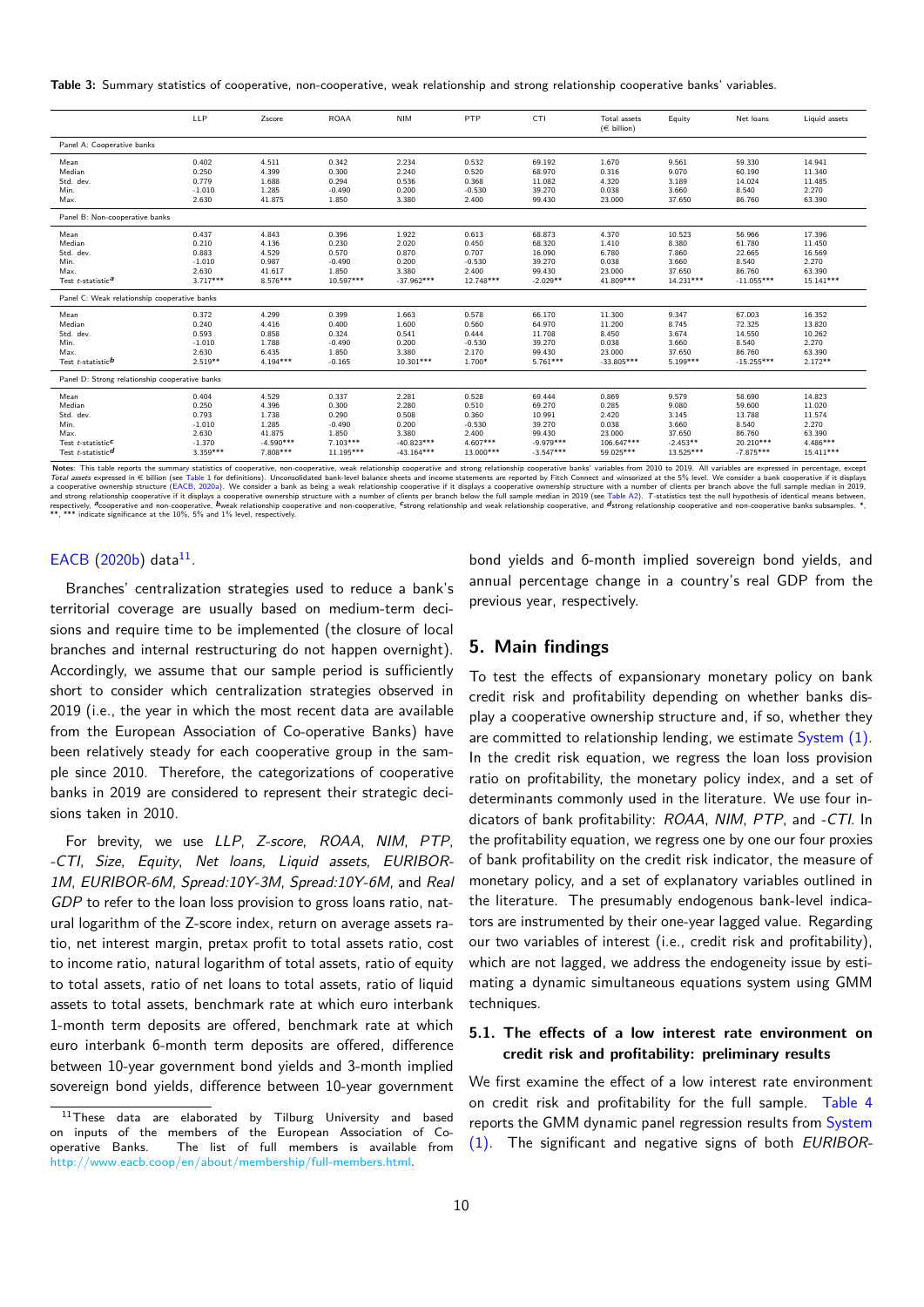**Table 3:** Summary statistics of cooperative, non-cooperative, weak relationship and strong relationship cooperative banks' variables.

| | LLP | Zscore | ROAA | NIM | PTP | CTI | Total assets (€ billion) | Equity | Net loans | Liquid assets |
|---|---|---|---|---|---|---|---|---|---|---|
| Panel A: Cooperative banks | | | | | | | | | | |
| Mean | 0.402 | 4.511 | 0.342 | 2.234 | 0.532 | 69.192 | 1.670 | 9.561 | 59.330 | 14.941 |
| Median | 0.250 | 4.399 | 0.300 | 2.240 | 0.520 | 68.970 | 0.316 | 9.070 | 60.190 | 11.340 |
| Std. dev. | 0.779 | 1.688 | 0.294 | 0.536 | 0.368 | 11.082 | 4.320 | 3.189 | 14.024 | 11.485 |
| Min. | -1.010 | 1.285 | -0.490 | 0.200 | -0.530 | 39.270 | 0.038 | 3.660 | 8.540 | 2.270 |
| Max. | 2.630 | 41.875 | 1.850 | 3.380 | 2.400 | 99.430 | 23.000 | 37.650 | 86.760 | 63.390 |
| Panel B: Non-cooperative banks | | | | | | | | | | |
| Mean | 0.437 | 4.843 | 0.396 | 1.922 | 0.613 | 68.873 | 4.370 | 10.523 | 56.966 | 17.396 |
| Median | 0.210 | 4.136 | 0.230 | 2.020 | 0.450 | 68.320 | 1.410 | 8.380 | 61.780 | 11.450 |
| Std. dev. | 0.883 | 4.529 | 0.570 | 0.870 | 0.707 | 16.090 | 6.780 | 7.860 | 22.665 | 16.569 |
| Min. | -1.010 | 0.987 | -0.490 | 0.200 | -0.530 | 39.270 | 0.038 | 3.660 | 8.540 | 2.270 |
| Max. | 2.630 | 41.617 | 1.850 | 3.380 | 2.400 | 99.430 | 23.000 | 37.650 | 86.760 | 63.390 |
| Test $t$-statistic[a] | 3.717*** | 8.576*** | 10.597*** | -37.962*** | 12.748*** | -2.029** | 41.809*** | 14.231*** | -11.055*** | 15.141*** |
| Panel C: Weak relationship cooperative banks | | | | | | | | | | |
| Mean | 0.372 | 4.299 | 0.399 | 1.663 | 0.578 | 66.170 | 11.300 | 9.347 | 67.003 | 16.352 |
| Median | 0.240 | 4.416 | 0.400 | 1.600 | 0.560 | 64.970 | 11.200 | 8.745 | 72.325 | 13.820 |
| Std. dev. | 0.593 | 0.858 | 0.324 | 0.541 | 0.444 | 11.708 | 8.450 | 3.674 | 14.550 | 10.262 |
| Min. | -1.010 | 1.788 | -0.490 | 0.200 | -0.530 | 39.270 | 0.038 | 3.660 | 8.540 | 2.270 |
| Max. | 2.630 | 6.435 | 1.850 | 3.380 | 2.170 | 99.430 | 23.000 | 37.650 | 86.760 | 63.390 |
| Test $t$-statistic[b] | 2.519** | 4.194*** | -0.165 | 10.301*** | 1.700* | 5.761*** | -33.805*** | 5.199*** | -15.255*** | 2.172** |
| Panel D: Strong relationship cooperative banks | | | | | | | | | | |
| Mean | 0.404 | 4.529 | 0.337 | 2.281 | 0.528 | 69.444 | 0.869 | 9.579 | 58.690 | 14.823 |
| Median | 0.250 | 4.396 | 0.300 | 2.280 | 0.510 | 69.270 | 0.285 | 9.080 | 59.600 | 11.020 |
| Std. dev. | 0.793 | 1.738 | 0.290 | 0.508 | 0.360 | 10.991 | 2.420 | 3.145 | 13.788 | 11.574 |
| Min. | -1.010 | 1.285 | -0.490 | 0.200 | -0.530 | 39.270 | 0.038 | 3.660 | 8.540 | 2.270 |
| Max. | 2.630 | 41.875 | 1.850 | 3.380 | 2.400 | 99.430 | 23.000 | 37.650 | 86.760 | 63.390 |
| Test $t$-statistic[c] | -1.370 | -4.590*** | 7.103*** | -40.823*** | 4.607*** | -9.979*** | 106.647*** | -2.453** | 20.210*** | 4.486*** |
| Test $t$-statistic[d] | 3.359*** | 7.808*** | 11.195*** | -43.164*** | 13.000*** | -3.547*** | 59.025*** | 13.525*** | -7.875*** | 15.411*** |

**Notes**: This table reports the summary statistics of cooperative, non-cooperative, weak relationship cooperative and strong relationship cooperative banks' variables from 2010 to 2019. All variables are expressed in percentage, except *Total assets* expressed in € billion (see Table 1 for definitions). Unconsolidated bank-level balance sheets and income statements are reported by Fitch Connect and winsorized at the 5% level. We consider a bank cooperative if it displays a cooperative ownership structure (EACB, 2020a). We consider a bank as being a weak relationship cooperative if it displays a cooperative ownership structure with a number of clients per branch above the full sample median in 2019, and strong relationship cooperative if it displays a cooperative ownership structure with a number of clients per branch below the full sample median in 2019 (see Table A2). $T$-statistics test the null hypothesis of identical means between, respectively, [a]cooperative and non-cooperative, [b]weak relationship cooperative and non-cooperative, [c]strong relationship and weak relationship cooperative, and [d]strong relationship cooperative and non-cooperative banks subsamples. *, **, *** indicate significance at the 10%, 5% and 1% level, respectively.

EACB (2020b) data[11].

Branches' centralization strategies used to reduce a bank's territorial coverage are usually based on medium-term decisions and require time to be implemented (the closure of local branches and internal restructuring do not happen overnight). Accordingly, we assume that our sample period is sufficiently short to consider which centralization strategies observed in 2019 (i.e., the year in which the most recent data are available from the European Association of Co-operative Banks) have been relatively steady for each cooperative group in the sample since 2010. Therefore, the categorizations of cooperative banks in 2019 are considered to represent their strategic decisions taken in 2010.

For brevity, we use *LLP*, *Z-score*, *ROAA*, *NIM*, *PTP*, *-CTI*, *Size*, *Equity*, *Net loans*, *Liquid assets*, *EURIBOR-1M*, *EURIBOR-6M*, *Spread:10Y-3M*, *Spread:10Y-6M*, and *Real GDP* to refer to the loan loss provision to gross loans ratio, natural logarithm of the Z-score index, return on average assets ratio, net interest margin, pretax profit to total assets ratio, cost to income ratio, natural logarithm of total assets, ratio of equity to total assets, ratio of net loans to total assets, ratio of liquid assets to total assets, benchmark rate at which euro interbank 1-month term deposits are offered, benchmark rate at which euro interbank 6-month term deposits are offered, difference between 10-year government bond yields and 3-month implied sovereign bond yields, difference between 10-year government bond yields and 6-month implied sovereign bond yields, and annual percentage change in a country's real GDP from the previous year, respectively.

[11] These data are elaborated by Tilburg University and based on inputs of the members of the European Association of Co-operative Banks. The list of full members is available from http://www.eacb.coop/en/about/membership/full-members.html.

## 5. Main findings

To test the effects of expansionary monetary policy on bank credit risk and profitability depending on whether banks display a cooperative ownership structure and, if so, whether they are committed to relationship lending, we estimate System (1). In the credit risk equation, we regress the loan loss provision ratio on profitability, the monetary policy index, and a set of determinants commonly used in the literature. We use four indicators of bank profitability: *ROAA*, *NIM*, *PTP*, and *-CTI*. In the profitability equation, we regress one by one our four proxies of bank profitability on the credit risk indicator, the measure of monetary policy, and a set of explanatory variables outlined in the literature. The presumably endogenous bank-level indicators are instrumented by their one-year lagged value. Regarding our two variables of interest (i.e., credit risk and profitability), which are not lagged, we address the endogeneity issue by estimating a dynamic simultaneous equations system using GMM techniques.

### 5.1. The effects of a low interest rate environment on credit risk and profitability: preliminary results

We first examine the effect of a low interest rate environment on credit risk and profitability for the full sample. Table 4 reports the GMM dynamic panel regression results from System (1). The significant and negative signs of both *EURIBOR-*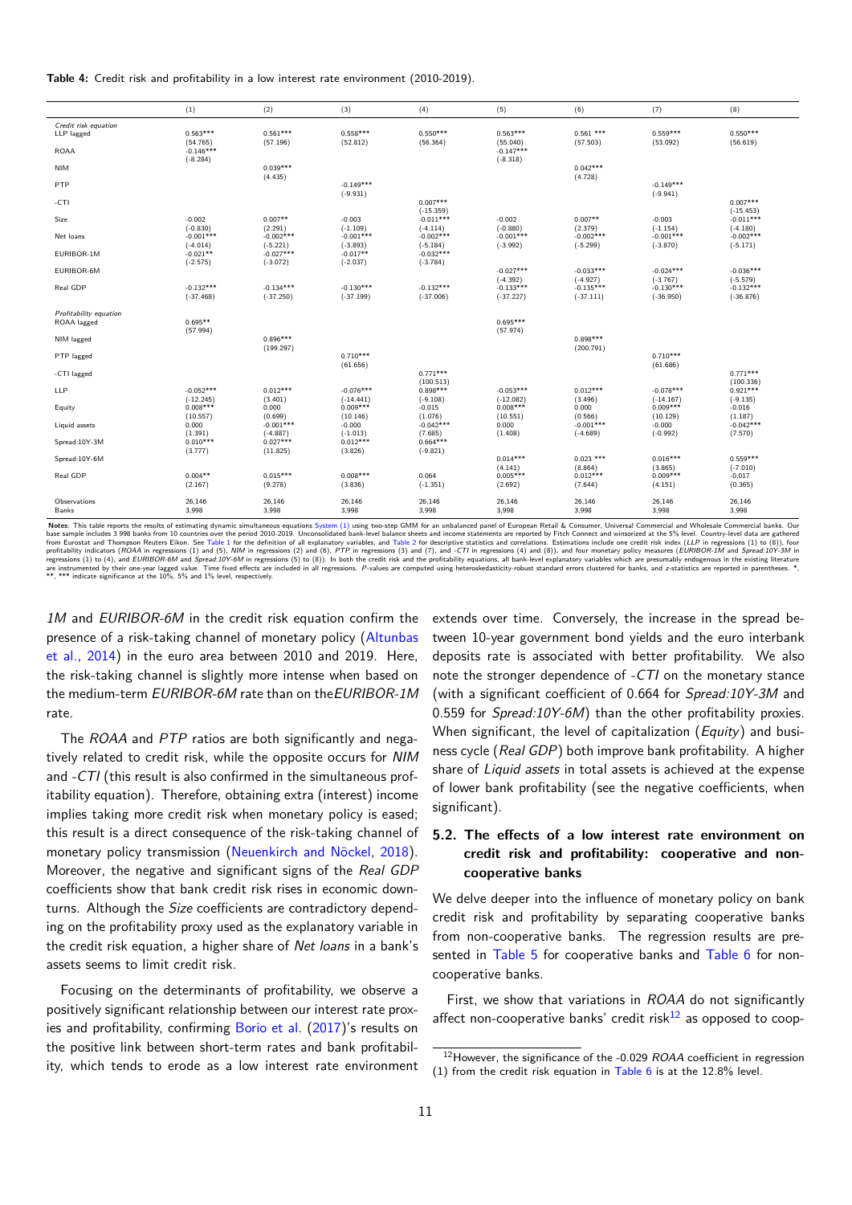**Table 4:** Credit risk and profitability in a low interest rate environment (2010-2019).

| | (1) | (2) | (3) | (4) | (5) | (6) | (7) | (8) |
|---|---|---|---|---|---|---|---|---|
| *Credit risk equation* | | | | | | | | |
| LLP lagged | 0.563*** | 0.561*** | 0.558*** | 0.550*** | 0.563*** | 0.561 *** | 0.559*** | 0.550*** |
| | (54.765) | (57.196) | (52.812) | (56.364) | (55.040) | (57.503) | (53.092) | (56.619) |
| ROAA | -0.146*** | | | | -0.147*** | | | |
| | (-8.284) | | | | (-8.318) | | | |
| NIM | | 0.039*** | | | | 0.042*** | | |
| | | (4.435) | | | | (4.728) | | |
| PTP | | | -0.149*** | | | | -0.149*** | |
| | | | (-9.931) | | | | (-9.941) | |
| -CTI | | | | 0.007*** | | | | 0.007*** |
| | | | | (-15.359) | | | | (-15.453) |
| Size | -0.002 | 0.007** | -0.003 | -0.011*** | -0.002 | 0.007** | -0.003 | -0.011*** |
| | (-0.830) | (2.291) | (-1.109) | (-4.114) | (-0.880) | (2.379) | (-1.154) | (-4.180) |
| Net loans | -0.001*** | -0.002*** | -0.001*** | -0.002*** | -0.001*** | -0.002*** | -0.001*** | -0.002*** |
| | (-4.014) | (-5.221) | (-3.893) | (-5.184) | (-3.992) | (-5.299) | (-3.870) | (-5.171) |
| EURIBOR-1M | -0.021** | -0.027*** | -0.017** | -0.032*** | | | | |
| | (-2.575) | (-3.072) | (-2.037) | (-3.784) | | | | |
| EURIBOR-6M | | | | | -0.027*** | -0.033*** | -0.024*** | -0.036*** |
| | | | | | (-4.392) | (-4.927) | (-3.767) | (-5.579) |
| Real GDP | -0.132*** | -0.134*** | -0.130*** | -0.132*** | -0.133*** | -0.135*** | -0.130*** | -0.132*** |
| | (-37.468) | (-37.250) | (-37.199) | (-37.006) | (-37.227) | (-37.111) | (-36.950) | (-36.876) |
| *Profitability equation* | | | | | | | | |
| ROAA lagged | 0.695** | | | | 0.695*** | | | |
| | (57.994) | | | | (57.974) | | | |
| NIM lagged | | 0.896*** | | | | 0.898*** | | |
| | | (199.297) | | | | (200.791) | | |
| PTP lagged | | | 0.710*** | | | | 0.710*** | |
| | | | (61.656) | | | | (61.686) | |
| -CTI lagged | | | | 0.771*** | | | | 0.771*** |
| | | | | (100.513) | | | | (100.336) |
| LLP | -0.052*** | 0.012*** | -0.076*** | 0.898*** | -0.053*** | 0.012*** | -0.078*** | 0.921*** |
| | (-12.245) | (3.401) | (-14.441) | (-9.108) | (-12.082) | (3.496) | (-14.167) | (-9.135) |
| Equity | 0.008*** | 0.000 | 0.009*** | -0.015 | 0.008*** | 0.000 | 0.009*** | -0.016 |
| | (10.557) | (0.699) | (10.146) | (1.076) | (10.551) | (0.566) | (10.129) | (1.187) |
| Liquid assets | 0.000 | -0.001*** | -0.000 | -0.042*** | 0.000 | -0.001*** | -0.000 | -0.042*** |
| | (1.391) | (-4.887) | (-1.013) | (7.685) | (1.408) | (-4.689) | (-0.992) | (7.570) |
| Spread:10Y-3M | 0.010*** | 0.027*** | 0.012*** | 0.664*** | | | | |
| | (3.777) | (11.825) | (3.826) | (-9.821) | | | | |
| Spread:10Y-6M | | | | | 0.014*** | 0.023 *** | 0.016*** | 0.559*** |
| | | | | | (4.141) | (8.864) | (3.865) | (-7.010) |
| Real GDP | 0.004** | 0.015*** | 0.008*** | 0.064 | 0.005*** | 0.012*** | 0.009*** | -0.017 |
| | (2.167) | (9.278) | (3.836) | (-1.351) | (2.692) | (7.644) | (4.151) | (0.365) |
| Observations | 26,146 | 26,146 | 26,146 | 26,146 | 26,146 | 26,146 | 26,146 | 26,146 |
| Banks | 3,998 | 3,998 | 3,998 | 3,998 | 3,998 | 3,998 | 3,998 | 3,998 |

**Notes**: This table reports the results of estimating dynamic simultaneous equations System (1) using two-step GMM for an unbalanced panel of European Retail & Consumer, Universal Commercial and Wholesale Commercial banks. Our base sample includes 3 998 banks from 10 countries over the period 2010-2019. Unconsolidated bank-level balance sheets and income statements are reported by Fitch Connect and winsorized at the 5% level. Country-level data are gathered from Eurostat and Thompson Reuters Eikon. See Table 1 for the definition of all explanatory variables, and Table 2 for descriptive statistics and correlations. Estimations include one credit risk index (*LLP* in regressions (1) to (8)), four profitability indicators (*ROAA* in regressions (1) and (5), *NIM* in regressions (2) and (6), *PTP* in regressions (3) and (7), and *-CTI* in regressions (4) and (8)), and four monetary policy measures (*EURIBOR-1M* and *Spread:10Y-3M* in regressions (1) to (4), and *EURIBOR-6M* and *Spread:10Y-6M* in regressions (5) to (8)). In both the credit risk and the profitability equations, all bank-level explanatory variables which are presumably endogenous in the existing literature are instrumented by their one-year lagged value. Time fixed effects are included in all regressions. *P*-values are computed using heteroskedasticity-robust standard errors clustered for banks, and *z*-statistics are reported in parentheses. *, **, *** indicate significance at the 10%, 5% and 1% level, respectively.

*1M* and *EURIBOR-6M* in the credit risk equation confirm the presence of a risk-taking channel of monetary policy (Altunbas et al., 2014) in the euro area between 2010 and 2019. Here, the risk-taking channel is slightly more intense when based on the medium-term *EURIBOR-6M* rate than on the*EURIBOR-1M* rate.

The *ROAA* and *PTP* ratios are both significantly and negatively related to credit risk, while the opposite occurs for *NIM* and *-CTI* (this result is also confirmed in the simultaneous profitability equation). Therefore, obtaining extra (interest) income implies taking more credit risk when monetary policy is eased; this result is a direct consequence of the risk-taking channel of monetary policy transmission (Neuenkirch and Nöckel, 2018). Moreover, the negative and significant signs of the *Real GDP* coefficients show that bank credit risk rises in economic downturns. Although the *Size* coefficients are contradictory depending on the profitability proxy used as the explanatory variable in the credit risk equation, a higher share of *Net loans* in a bank's assets seems to limit credit risk.

Focusing on the determinants of profitability, we observe a positively significant relationship between our interest rate proxies and profitability, confirming Borio et al. (2017)'s results on the positive link between short-term rates and bank profitability, which tends to erode as a low interest rate environment extends over time. Conversely, the increase in the spread between 10-year government bond yields and the euro interbank deposits rate is associated with better profitability. We also note the stronger dependence of *-CTI* on the monetary stance (with a significant coefficient of 0.664 for *Spread:10Y-3M* and 0.559 for *Spread:10Y-6M*) than the other profitability proxies. When significant, the level of capitalization (*Equity*) and business cycle (*Real GDP*) both improve bank profitability. A higher share of *Liquid assets* in total assets is achieved at the expense of lower bank profitability (see the negative coefficients, when significant).

### 5.2. The effects of a low interest rate environment on credit risk and profitability: cooperative and non-cooperative banks

We delve deeper into the influence of monetary policy on bank credit risk and profitability by separating cooperative banks from non-cooperative banks. The regression results are presented in Table 5 for cooperative banks and Table 6 for non-cooperative banks.

First, we show that variations in *ROAA* do not significantly affect non-cooperative banks' credit risk[12] as opposed to coop-

[12] However, the significance of the -0.029 *ROAA* coefficient in regression (1) from the credit risk equation in Table 6 is at the 12.8% level.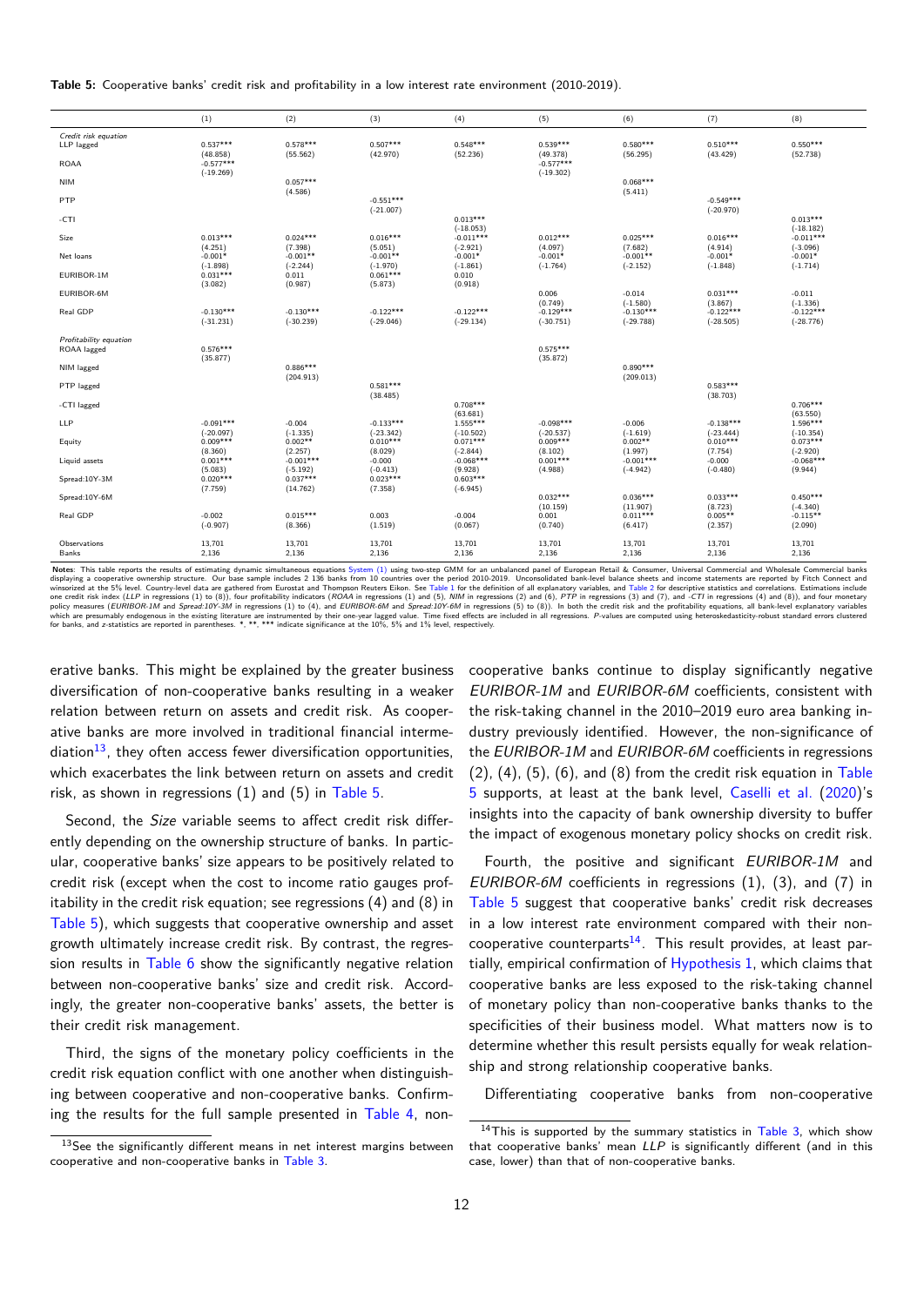**Table 5:** Cooperative banks' credit risk and profitability in a low interest rate environment (2010-2019).

| | (1) | (2) | (3) | (4) | (5) | (6) | (7) | (8) |
|---|---|---|---|---|---|---|---|---|
| *Credit risk equation* | | | | | | | | |
| LLP lagged | 0.537*** | 0.578*** | 0.507*** | 0.548*** | 0.539*** | 0.580*** | 0.510*** | 0.550*** |
| | (48.858) | (55.562) | (42.970) | (52.236) | (49.378) | (56.295) | (43.429) | (52.738) |
| ROAA | -0.577*** | | | | -0.577*** | | | |
| | (-19.269) | | | | (-19.302) | | | |
| NIM | | 0.057*** | | | | 0.068*** | | |
| | | (4.586) | | | | (5.411) | | |
| PTP | | | -0.551*** | | | | -0.549*** | |
| | | | (-21.007) | | | | (-20.970) | |
| -CTI | | | | 0.013*** | | | | 0.013*** |
| | | | | (-18.053) | | | | (-18.182) |
| Size | 0.013*** | 0.024*** | 0.016*** | -0.011*** | 0.012*** | 0.025*** | 0.016*** | -0.011*** |
| | (4.251) | (7.398) | (5.051) | (-2.921) | (4.097) | (7.682) | (4.914) | (-3.096) |
| Net loans | -0.001* | -0.001** | -0.001** | -0.001* | -0.001* | -0.001** | -0.001* | -0.001* |
| | (-1.898) | (-2.244) | (-1.970) | (-1.861) | (-1.764) | (-2.152) | (-1.848) | (-1.714) |
| EURIBOR-1M | 0.031*** | 0.011 | 0.061*** | 0.010 | | | | |
| | (3.082) | (0.987) | (5.873) | (0.918) | | | | |
| EURIBOR-6M | | | | | 0.006 | -0.014 | 0.031*** | -0.011 |
| | | | | | (0.749) | (-1.580) | (3.867) | (-1.336) |
| Real GDP | -0.130*** | -0.130*** | -0.122*** | -0.122*** | -0.129*** | -0.130*** | -0.122*** | -0.122*** |
| | (-31.231) | (-30.239) | (-29.046) | (-29.134) | (-30.751) | (-29.788) | (-28.505) | (-28.776) |
| *Profitability equation* | | | | | | | | |
| ROAA lagged | 0.576*** | | | | 0.575*** | | | |
| | (35.877) | | | | (35.872) | | | |
| NIM lagged | | 0.886*** | | | | 0.890*** | | |
| | | (204.913) | | | | (209.013) | | |
| PTP lagged | | | 0.581*** | | | | 0.583*** | |
| | | | (38.485) | | | | (38.703) | |
| -CTI lagged | | | | 0.708*** | | | | 0.706*** |
| | | | | (63.681) | | | | (63.550) |
| LLP | -0.091*** | -0.004 | -0.133*** | 1.555*** | -0.098*** | -0.006 | -0.138*** | 1.596*** |
| | (-20.097) | (-1.335) | (-23.342) | (-10.502) | (-20.537) | (-1.619) | (-23.444) | (-10.354) |
| Equity | 0.009*** | 0.002** | 0.010*** | 0.071*** | 0.009*** | 0.002** | 0.010*** | 0.073*** |
| | (8.360) | (2.257) | (8.029) | (-2.844) | (8.102) | (1.997) | (7.754) | (-2.920) |
| Liquid assets | 0.001*** | -0.001*** | -0.000 | -0.068*** | 0.001*** | -0.001*** | -0.000 | -0.068*** |
| | (5.083) | (-5.192) | (-0.413) | (9.928) | (4.988) | (-4.942) | (-0.480) | (9.944) |
| Spread:10Y-3M | 0.020*** | 0.037*** | 0.023*** | 0.603*** | | | | |
| | (7.759) | (14.762) | (7.358) | (-6.945) | | | | |
| Spread:10Y-6M | | | | | 0.032*** | 0.036*** | 0.033*** | 0.450*** |
| | | | | | (10.159) | (11.907) | (8.723) | (-4.340) |
| Real GDP | -0.002 | 0.015*** | 0.003 | -0.004 | 0.001 | 0.011*** | 0.005** | -0.115** |
| | (-0.907) | (8.366) | (1.519) | (0.067) | (0.740) | (6.417) | (2.357) | (2.090) |
| Observations | 13,701 | 13,701 | 13,701 | 13,701 | 13,701 | 13,701 | 13,701 | 13,701 |
| Banks | 2,136 | 2,136 | 2,136 | 2,136 | 2,136 | 2,136 | 2,136 | 2,136 |

**Notes**: This table reports the results of estimating dynamic simultaneous equations System (1) using two-step GMM for an unbalanced panel of European Retail & Consumer, Universal Commercial and Wholesale Commercial banks displaying a cooperative ownership structure. Our base sample includes 2 136 banks from 10 countries over the period 2010-2019. Unconsolidated bank-level balance sheets and income statements are reported by Fitch Connect and winsorized at the 5% level. Country-level data are gathered from Eurostat and Thompson Reuters Eikon. See Table 1 for the definition of all explanatory variables, and Table 2 for descriptive statistics and correlations. Estimations include one credit risk index (*LLP* in regressions (1) to (8)), four profitability indicators (*ROAA* in regressions (1) and (5), *NIM* in regressions (2) and (6), *PTP* in regressions (3) and (7), and *-CTI* in regressions (4) and (8)), and four monetary policy measures (*EURIBOR-1M* and *Spread:10Y-3M* in regressions (1) to (4), and *EURIBOR-6M* and *Spread:10Y-6M* in regressions (5) to (8)). In both the credit risk and the profitability equations, all bank-level explanatory variables which are presumably endogenous in the existing literature are instrumented by their one-year lagged value. Time fixed effects are included in all regressions. *P*-values are computed using heteroskedasticity-robust standard errors clustered for banks, and z-statistics are reported in parentheses. \*, \*\*, \*\*\* indicate significance at the 10%, 5% and 1% level, respectively.

erative banks. This might be explained by the greater business diversification of non-cooperative banks resulting in a weaker relation between return on assets and credit risk. As cooperative banks are more involved in traditional financial intermediation[13], they often access fewer diversification opportunities, which exacerbates the link between return on assets and credit risk, as shown in regressions (1) and (5) in Table 5.

Second, the *Size* variable seems to affect credit risk differently depending on the ownership structure of banks. In particular, cooperative banks' size appears to be positively related to credit risk (except when the cost to income ratio gauges profitability in the credit risk equation; see regressions (4) and (8) in Table 5), which suggests that cooperative ownership and asset growth ultimately increase credit risk. By contrast, the regression results in Table 6 show the significantly negative relation between non-cooperative banks' size and credit risk. Accordingly, the greater non-cooperative banks' assets, the better is their credit risk management.

Third, the signs of the monetary policy coefficients in the credit risk equation conflict with one another when distinguishing between cooperative and non-cooperative banks. Confirming the results for the full sample presented in Table 4, non-cooperative banks continue to display significantly negative *EURIBOR-1M* and *EURIBOR-6M* coefficients, consistent with the risk-taking channel in the 2010–2019 euro area banking industry previously identified. However, the non-significance of the *EURIBOR-1M* and *EURIBOR-6M* coefficients in regressions (2), (4), (5), (6), and (8) from the credit risk equation in Table 5 supports, at least at the bank level, Caselli et al. (2020)'s insights into the capacity of bank ownership diversity to buffer the impact of exogenous monetary policy shocks on credit risk.

Fourth, the positive and significant *EURIBOR-1M* and *EURIBOR-6M* coefficients in regressions (1), (3), and (7) in Table 5 suggest that cooperative banks' credit risk decreases in a low interest rate environment compared with their non-cooperative counterparts[14]. This result provides, at least partially, empirical confirmation of Hypothesis 1, which claims that cooperative banks are less exposed to the risk-taking channel of monetary policy than non-cooperative banks thanks to the specificities of their business model. What matters now is to determine whether this result persists equally for weak relationship and strong relationship cooperative banks.

Differentiating cooperative banks from non-cooperative

[13] See the significantly different means in net interest margins between cooperative and non-cooperative banks in Table 3.

[14] This is supported by the summary statistics in Table 3, which show that cooperative banks' mean *LLP* is significantly different (and in this case, lower) than that of non-cooperative banks.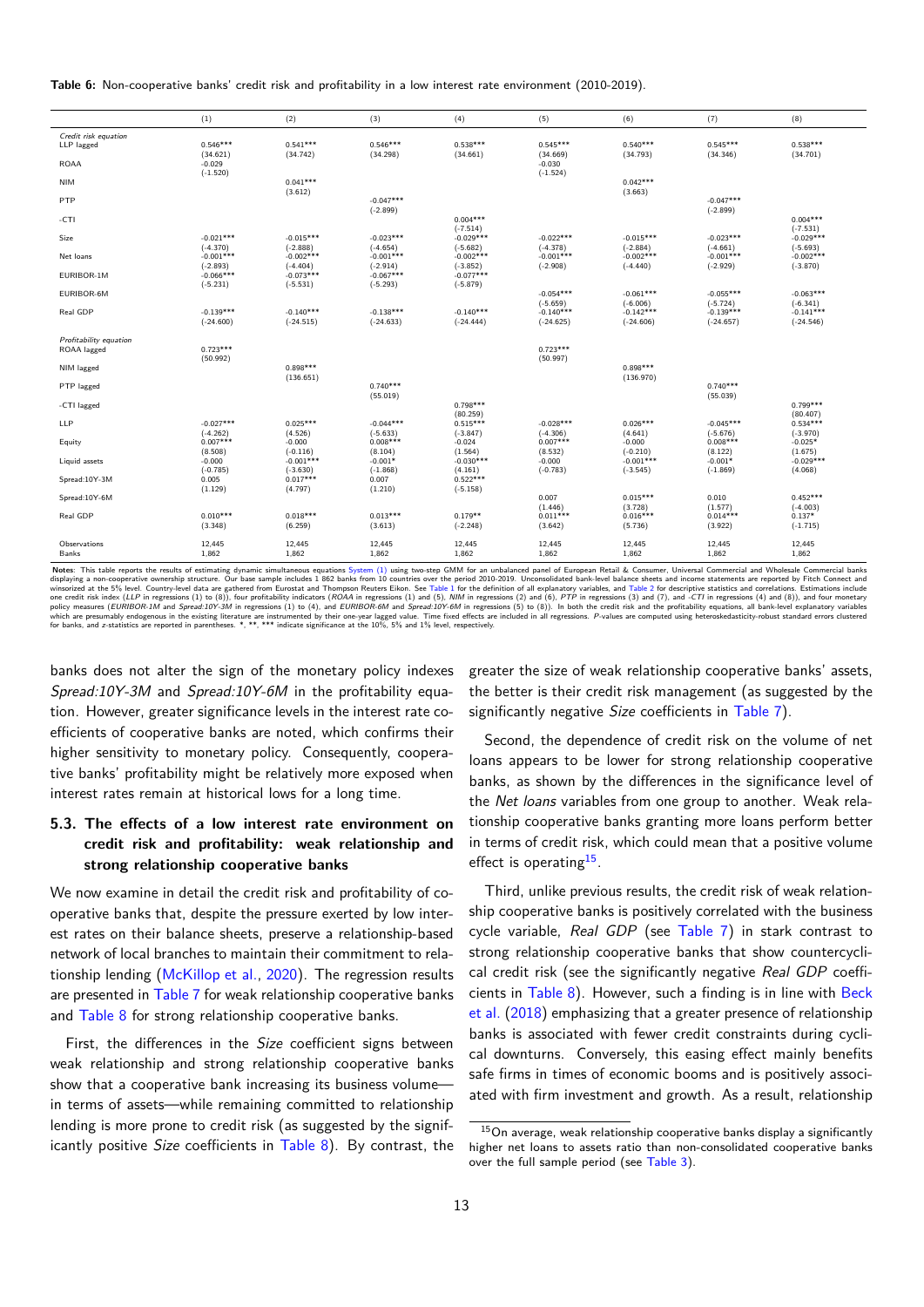**Table 6:** Non-cooperative banks' credit risk and profitability in a low interest rate environment (2010-2019).

| | (1) | (2) | (3) | (4) | (5) | (6) | (7) | (8) |
|---|---|---|---|---|---|---|---|---|
| *Credit risk equation* | | | | | | | | |
| LLP lagged | 0.546*** | 0.541*** | 0.546*** | 0.538*** | 0.545*** | 0.540*** | 0.545*** | 0.538*** |
| | (34.621) | (34.742) | (34.298) | (34.661) | (34.669) | (34.793) | (34.346) | (34.701) |
| ROAA | -0.029 | | | | -0.030 | | | |
| | (-1.520) | | | | (-1.524) | | | |
| NIM | | 0.041*** | | | | 0.042*** | | |
| | | (3.612) | | | | (3.663) | | |
| PTP | | | -0.047*** | | | | -0.047*** | |
| | | | (-2.899) | | | | (-2.899) | |
| -CTI | | | | 0.004*** | | | | 0.004*** |
| | | | | (-7.514) | | | | (-7.531) |
| Size | -0.021*** | -0.015*** | -0.023*** | -0.029*** | -0.022*** | -0.015*** | -0.023*** | -0.029*** |
| | (-4.370) | (-2.888) | (-4.654) | (-5.682) | (-4.378) | (-2.884) | (-4.661) | (-5.693) |
| Net loans | -0.001*** | -0.002*** | -0.001*** | -0.002*** | -0.001*** | -0.002*** | -0.001*** | -0.002*** |
| | (-2.893) | (-4.404) | (-2.914) | (-3.852) | (-2.908) | (-4.440) | (-2.929) | (-3.870) |
| EURIBOR-1M | -0.066*** | -0.073*** | -0.067*** | -0.077*** | | | | |
| | (-5.231) | (-5.531) | (-5.293) | (-5.879) | | | | |
| EURIBOR-6M | | | | | -0.054*** | -0.061*** | -0.055*** | -0.063*** |
| | | | | | (-5.659) | (-6.006) | (-5.724) | (-6.341) |
| Real GDP | -0.139*** | -0.140*** | -0.138*** | -0.140*** | -0.140*** | -0.142*** | -0.139*** | -0.141*** |
| | (-24.600) | (-24.515) | (-24.633) | (-24.444) | (-24.625) | (-24.606) | (-24.657) | (-24.546) |
| *Profitability equation* | | | | | | | | |
| ROAA lagged | 0.723*** | | | | 0.723*** | | | |
| | (50.992) | | | | (50.997) | | | |
| NIM lagged | | 0.898*** | | | | 0.898*** | | |
| | | (136.651) | | | | (136.970) | | |
| PTP lagged | | | 0.740*** | | | | 0.740*** | |
| | | | (55.019) | | | | (55.039) | |
| -CTI lagged | | | | 0.798*** | | | | 0.799*** |
| | | | | (80.259) | | | | (80.407) |
| LLP | -0.027*** | 0.025*** | -0.044*** | 0.515*** | -0.028*** | 0.026*** | -0.045*** | 0.534*** |
| | (-4.262) | (4.526) | (-5.633) | (-3.847) | (-4.306) | (4.641) | (-5.676) | (-3.970) |
| Equity | 0.007*** | -0.000 | 0.008*** | -0.024 | 0.007*** | -0.000 | 0.008*** | -0.025* |
| | (8.508) | (-0.116) | (8.104) | (1.564) | (8.532) | (-0.210) | (8.122) | (1.675) |
| Liquid assets | -0.000 | -0.001*** | -0.001* | -0.030*** | -0.000 | -0.001*** | -0.001* | -0.029*** |
| | (-0.785) | (-3.630) | (-1.868) | (4.161) | (-0.783) | (-3.545) | (-1.869) | (4.068) |
| Spread:10Y-3M | 0.005 | 0.017*** | 0.007 | 0.522*** | | | | |
| | (1.129) | (4.797) | (1.210) | (-5.158) | | | | |
| Spread:10Y-6M | | | | | 0.007 | 0.015*** | 0.010 | 0.452*** |
| | | | | | (1.446) | (3.728) | (1.577) | (-4.003) |
| Real GDP | 0.010*** | 0.018*** | 0.013*** | 0.179** | 0.011*** | 0.016*** | 0.014*** | 0.137* |
| | (3.348) | (6.259) | (3.613) | (-2.248) | (3.642) | (5.736) | (3.922) | (-1.715) |
| Observations | 12,445 | 12,445 | 12,445 | 12,445 | 12,445 | 12,445 | 12,445 | 12,445 |
| Banks | 1,862 | 1,862 | 1,862 | 1,862 | 1,862 | 1,862 | 1,862 | 1,862 |

**Notes**: This table reports the results of estimating dynamic simultaneous equations System (1) using two-step GMM for an unbalanced panel of European Retail & Consumer, Universal Commercial and Wholesale Commercial banks displaying a non-cooperative ownership structure. Our base sample includes 1 862 banks from 10 countries over the period 2010-2019. Unconsolidated bank-level balance sheets and income statements are reported by Fitch Connect and winsorized at the 5% level. Country-level data are gathered from Eurostat and Thompson Reuters Eikon. See Table 1 for the definition of all explanatory variables, and Table 2 for descriptive statistics and correlations. Estimations include one credit risk index (*LLP* in regressions (1) to (8)), four profitability indicators (*ROAA* in regressions (1) and (5), *NIM* in regressions (2) and (6), *PTP* in regressions (3) and (7), and *-CTI* in regressions (4) and (8)), and four monetary policy measures (*EURIBOR-1M* and *Spread:10Y-3M* in regressions (1) to (4), and *EURIBOR-6M* and *Spread:10Y-6M* in regressions (5) to (8)). In both the credit risk and the profitability equations, all bank-level explanatory variables which are presumably endogenous in the existing literature are instrumented by their one-year lagged value. Time fixed effects are included in all regressions. *P*-values are computed using heteroskedasticity-robust standard errors clustered for banks, and *z*-statistics are reported in parentheses. *, **, *** indicate significance at the 10%, 5% and 1% level, respectively.

banks does not alter the sign of the monetary policy indexes *Spread:10Y-3M* and *Spread:10Y-6M* in the profitability equation. However, greater significance levels in the interest rate coefficients of cooperative banks are noted, which confirms their higher sensitivity to monetary policy. Consequently, cooperative banks' profitability might be relatively more exposed when interest rates remain at historical lows for a long time.

### 5.3. The effects of a low interest rate environment on credit risk and profitability: weak relationship and strong relationship cooperative banks

We now examine in detail the credit risk and profitability of cooperative banks that, despite the pressure exerted by low interest rates on their balance sheets, preserve a relationship-based network of local branches to maintain their commitment to relationship lending (McKillop et al., 2020). The regression results are presented in Table 7 for weak relationship cooperative banks and Table 8 for strong relationship cooperative banks.

First, the differences in the *Size* coefficient signs between weak relationship and strong relationship cooperative banks show that a cooperative bank increasing its business volume—in terms of assets—while remaining committed to relationship lending is more prone to credit risk (as suggested by the significantly positive *Size* coefficients in Table 8). By contrast, the greater the size of weak relationship cooperative banks' assets, the better is their credit risk management (as suggested by the significantly negative *Size* coefficients in Table 7).

Second, the dependence of credit risk on the volume of net loans appears to be lower for strong relationship cooperative banks, as shown by the differences in the significance level of the *Net loans* variables from one group to another. Weak relationship cooperative banks granting more loans perform better in terms of credit risk, which could mean that a positive volume effect is operating[15].

Third, unlike previous results, the credit risk of weak relationship cooperative banks is positively correlated with the business cycle variable, *Real GDP* (see Table 7) in stark contrast to strong relationship cooperative banks that show countercyclical credit risk (see the significantly negative *Real GDP* coefficients in Table 8). However, such a finding is in line with Beck et al. (2018) emphasizing that a greater presence of relationship banks is associated with fewer credit constraints during cyclical downturns. Conversely, this easing effect mainly benefits safe firms in times of economic booms and is positively associated with firm investment and growth. As a result, relationship

[15] On average, weak relationship cooperative banks display a significantly higher net loans to assets ratio than non-consolidated cooperative banks over the full sample period (see Table 3).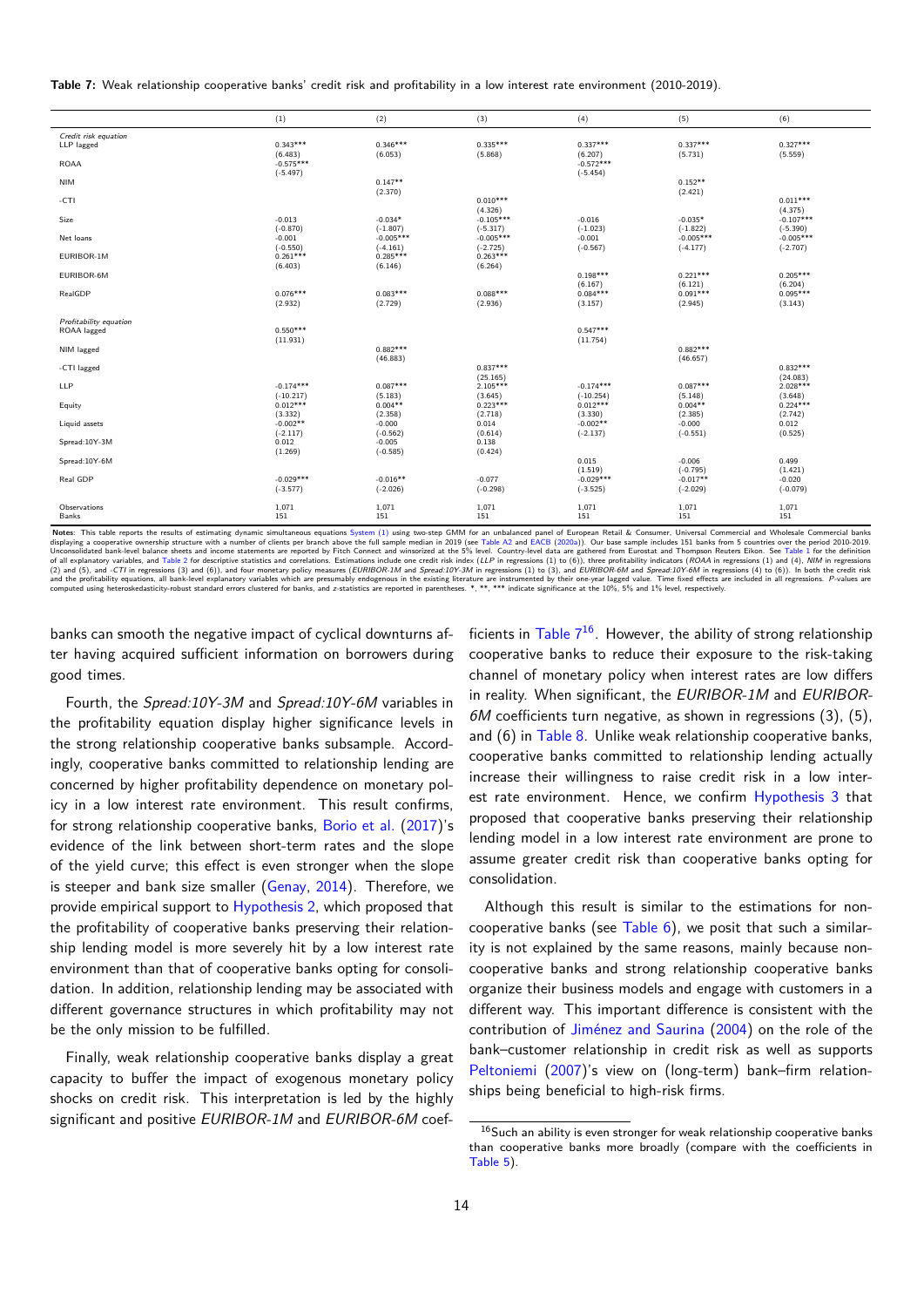**Table 7:** Weak relationship cooperative banks' credit risk and profitability in a low interest rate environment (2010-2019).

| | (1) | (2) | (3) | (4) | (5) | (6) |
|---|---|---|---|---|---|---|
| *Credit risk equation* | | | | | | |
| LLP lagged | 0.343*** | 0.346*** | 0.335*** | 0.337*** | 0.337*** | 0.327*** |
| | (6.483) | (6.053) | (5.868) | (6.207) | (5.731) | (5.559) |
| ROAA | -0.575*** | | | -0.572*** | | |
| | (-5.497) | | | (-5.454) | | |
| NIM | | 0.147** | | | 0.152** | |
| | | (2.370) | | | (2.421) | |
| -CTI | | | 0.010*** | | | 0.011*** |
| | | | (4.326) | | | (4.375) |
| Size | -0.013 | -0.034* | -0.105*** | -0.016 | -0.035* | -0.107*** |
| | (-0.870) | (-1.807) | (-5.317) | (-1.023) | (-1.822) | (-5.390) |
| Net loans | -0.001 | -0.005*** | -0.005*** | -0.001 | -0.005*** | -0.005*** |
| | (-0.550) | (-4.161) | (-2.725) | (-0.567) | (-4.177) | (-2.707) |
| EURIBOR-1M | 0.261*** | 0.285*** | 0.263*** | | | |
| | (6.403) | (6.146) | (6.264) | | | |
| EURIBOR-6M | | | | 0.198*** | 0.221*** | 0.205*** |
| | | | | (6.167) | (6.121) | (6.204) |
| RealGDP | 0.076*** | 0.083*** | 0.088*** | 0.084*** | 0.091*** | 0.095*** |
| | (2.932) | (2.729) | (2.936) | (3.157) | (2.945) | (3.143) |
| *Profitability equation* | | | | | | |
| ROAA lagged | 0.550*** | | | 0.547*** | | |
| | (11.931) | | | (11.754) | | |
| NIM lagged | | 0.882*** | | | 0.882*** | |
| | | (46.883) | | | (46.657) | |
| -CTI lagged | | | 0.837*** | | | 0.832*** |
| | | | (25.165) | | | (24.083) |
| LLP | -0.174*** | 0.087*** | 2.105*** | -0.174*** | 0.087*** | 2.028*** |
| | (-10.217) | (5.183) | (3.645) | (-10.254) | (5.148) | (3.648) |
| Equity | 0.012*** | 0.004** | 0.223*** | 0.012*** | 0.004** | 0.224*** |
| | (3.332) | (2.358) | (2.718) | (3.330) | (2.385) | (2.742) |
| Liquid assets | -0.002** | -0.000 | 0.014 | -0.002** | -0.000 | 0.012 |
| | (-2.117) | (-0.562) | (0.614) | (-2.137) | (-0.551) | (0.525) |
| Spread:10Y-3M | 0.012 | -0.005 | 0.138 | | | |
| | (1.269) | (-0.585) | (0.424) | | | |
| Spread:10Y-6M | | | | 0.015 | -0.006 | 0.499 |
| | | | | (1.519) | (-0.795) | (1.421) |
| Real GDP | -0.029*** | -0.016** | -0.077 | -0.029*** | -0.017** | -0.020 |
| | (-3.577) | (-2.026) | (-0.298) | (-3.525) | (-2.029) | (-0.079) |
| Observations | 1,071 | 1,071 | 1,071 | 1,071 | 1,071 | 1,071 |
| Banks | 151 | 151 | 151 | 151 | 151 | 151 |

**Notes**: This table reports the results of estimating dynamic simultaneous equations System (1) using two-step GMM for an unbalanced panel of European Retail & Consumer, Universal Commercial and Wholesale Commercial banks displaying a cooperative ownership structure with a number of clients per branch above the full sample median in 2019 (see Table A2 and EACB (2020a)). Our base sample includes 151 banks from 5 countries over the period 2010-2019. Unconsolidated bank-level balance sheets and income statements are reported by Fitch Connect and winsorized at the 5% level. Country-level data are gathered from Eurostat and Thompson Reuters Eikon. See Table 1 for the definition of all explanatory variables, and Table 2 for descriptive statistics and correlations. Estimations include one credit risk index (*LLP* in regressions (1) to (6)), three profitability indicators (*ROAA* in regressions (1) and (4), *NIM* in regressions (2) and (5), and *-CTI* in regressions (3) and (6)), and four monetary policy measures (*EURIBOR-1M* and *Spread:10Y-3M* in regressions (1) to (3), and *EURIBOR-6M* and *Spread:10Y-6M* in regressions (4) to (6)). In both the credit risk and the profitability equations, all bank-level explanatory variables which are presumably endogenous in the existing literature are instrumented by their one-year lagged value. Time fixed effects are included in all regressions. *P*-values are computed using heteroskedasticity-robust standard errors clustered for banks, and *z*-statistics are reported in parentheses. \*, \*\*, \*\*\* indicate significance at the 10%, 5% and 1% level, respectively.

banks can smooth the negative impact of cyclical downturns after having acquired sufficient information on borrowers during good times.

Fourth, the *Spread:10Y-3M* and *Spread:10Y-6M* variables in the profitability equation display higher significance levels in the strong relationship cooperative banks subsample. Accordingly, cooperative banks committed to relationship lending are concerned by higher profitability dependence on monetary policy in a low interest rate environment. This result confirms, for strong relationship cooperative banks, Borio et al. (2017)'s evidence of the link between short-term rates and the slope of the yield curve; this effect is even stronger when the slope is steeper and bank size smaller (Genay, 2014). Therefore, we provide empirical support to Hypothesis 2, which proposed that the profitability of cooperative banks preserving their relationship lending model is more severely hit by a low interest rate environment than that of cooperative banks opting for consolidation. In addition, relationship lending may be associated with different governance structures in which profitability may not be the only mission to be fulfilled.

Finally, weak relationship cooperative banks display a great capacity to buffer the impact of exogenous monetary policy shocks on credit risk. This interpretation is led by the highly significant and positive *EURIBOR-1M* and *EURIBOR-6M* coefficients in Table 7[16]. However, the ability of strong relationship cooperative banks to reduce their exposure to the risk-taking channel of monetary policy when interest rates are low differs in reality. When significant, the *EURIBOR-1M* and *EURIBOR-6M* coefficients turn negative, as shown in regressions (3), (5), and (6) in Table 8. Unlike weak relationship cooperative banks, cooperative banks committed to relationship lending actually increase their willingness to raise credit risk in a low interest rate environment. Hence, we confirm Hypothesis 3 that proposed that cooperative banks preserving their relationship lending model in a low interest rate environment are prone to assume greater credit risk than cooperative banks opting for consolidation.

Although this result is similar to the estimations for non-cooperative banks (see Table 6), we posit that such a similarity is not explained by the same reasons, mainly because non-cooperative banks and strong relationship cooperative banks organize their business models and engage with customers in a different way. This important difference is consistent with the contribution of Jiménez and Saurina (2004) on the role of the bank–customer relationship in credit risk as well as supports Peltoniemi (2007)'s view on (long-term) bank–firm relationships being beneficial to high-risk firms.

[16] Such an ability is even stronger for weak relationship cooperative banks than cooperative banks more broadly (compare with the coefficients in Table 5).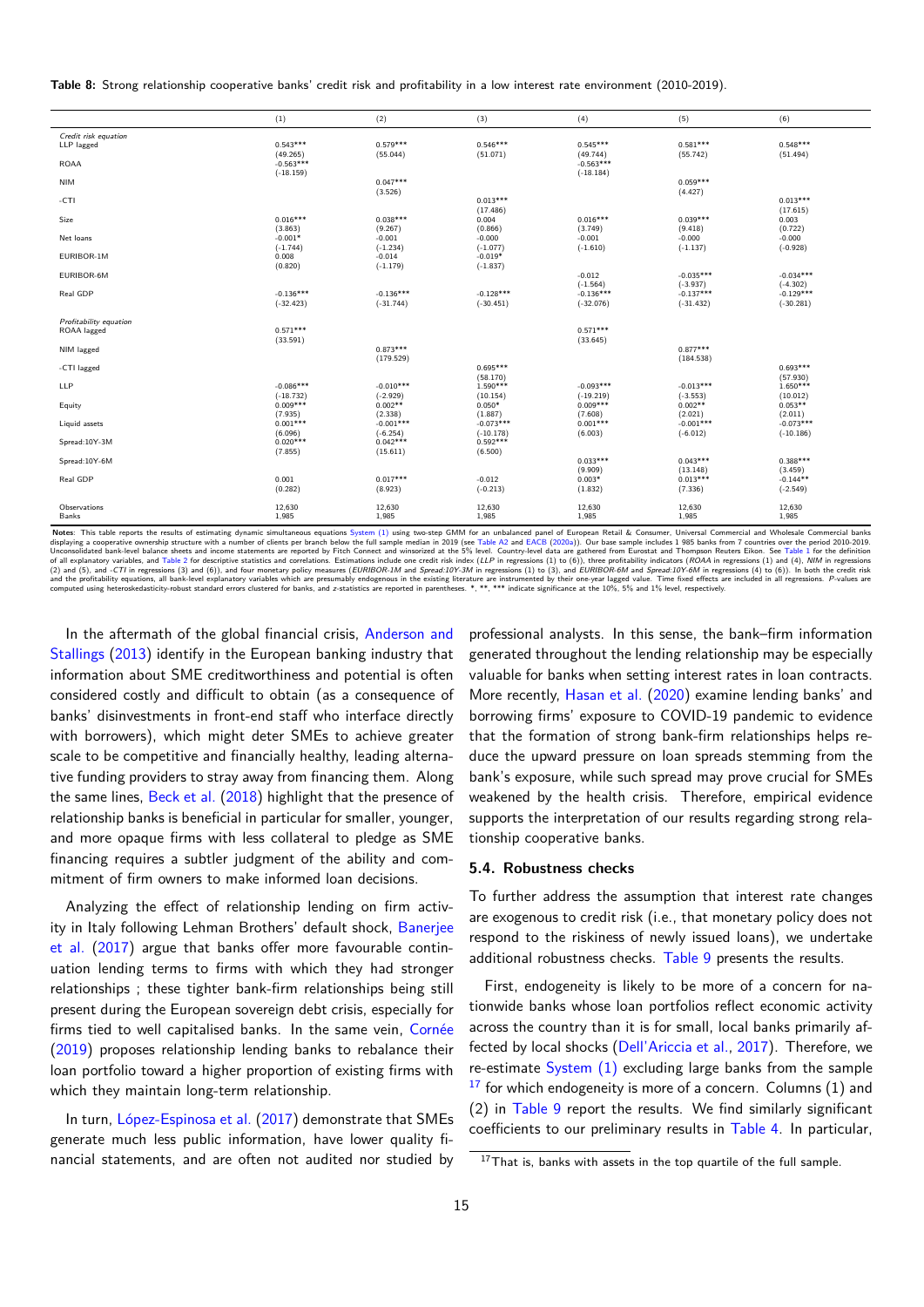**Table 8:** Strong relationship cooperative banks' credit risk and profitability in a low interest rate environment (2010-2019).

| | (1) | (2) | (3) | (4) | (5) | (6) |
|---|---|---|---|---|---|---|
| *Credit risk equation* | | | | | | |
| LLP lagged | 0.543*** | 0.579*** | 0.546*** | 0.545*** | 0.581*** | 0.548*** |
| | (49.265) | (55.044) | (51.071) | (49.744) | (55.742) | (51.494) |
| ROAA | -0.563*** | | | -0.563*** | | |
| | (-18.159) | | | (-18.184) | | |
| NIM | | 0.047*** | | | 0.059*** | |
| | | (3.526) | | | (4.427) | |
| -CTI | | | 0.013*** | | | 0.013*** |
| | | | (17.486) | | | (17.615) |
| Size | 0.016*** | 0.038*** | 0.004 | 0.016*** | 0.039*** | 0.003 |
| | (3.863) | (9.267) | (0.866) | (3.749) | (9.418) | (0.722) |
| Net loans | -0.001* | -0.001 | -0.000 | -0.001 | -0.000 | -0.000 |
| | (-1.744) | (-1.234) | (-1.077) | (-1.610) | (-1.137) | (-0.928) |
| EURIBOR-1M | 0.008 | -0.014 | -0.019* | | | |
| | (0.820) | (-1.179) | (-1.837) | | | |
| EURIBOR-6M | | | | -0.012 | -0.035*** | -0.034*** |
| | | | | (-1.564) | (-3.937) | (-4.302) |
| Real GDP | -0.136*** | -0.136*** | -0.128*** | -0.136*** | -0.137*** | -0.129*** |
| | (-32.423) | (-31.744) | (-30.451) | (-32.076) | (-31.432) | (-30.281) |
| *Profitability equation* | | | | | | |
| ROAA lagged | 0.571*** | | | 0.571*** | | |
| | (33.591) | | | (33.645) | | |
| NIM lagged | | 0.873*** | | | 0.877*** | |
| | | (179.529) | | | (184.538) | |
| -CTI lagged | | | 0.695*** | | | 0.693*** |
| | | | (58.170) | | | (57.930) |
| LLP | -0.086*** | -0.010*** | 1.590*** | -0.093*** | -0.013*** | 1.650*** |
| | (-18.732) | (-2.929) | (10.154) | (-19.219) | (-3.553) | (10.012) |
| Equity | 0.009*** | 0.002** | 0.050* | 0.009*** | 0.002** | 0.053** |
| | (7.935) | (2.338) | (1.887) | (7.608) | (2.021) | (2.011) |
| Liquid assets | 0.001*** | -0.001*** | -0.073*** | 0.001*** | -0.001*** | -0.073*** |
| | (6.096) | (-6.254) | (-10.178) | (6.003) | (-6.012) | (-10.186) |
| Spread:10Y-3M | 0.020*** | 0.042*** | 0.592*** | | | |
| | (7.855) | (15.611) | (6.500) | | | |
| Spread:10Y-6M | | | | 0.033*** | 0.043*** | 0.388*** |
| | | | | (9.909) | (13.148) | (3.459) |
| Real GDP | 0.001 | 0.017*** | -0.012 | 0.003* | 0.013*** | -0.144** |
| | (0.282) | (8.923) | (-0.213) | (1.832) | (7.336) | (-2.549) |
| Observations | 12,630 | 12,630 | 12,630 | 12,630 | 12,630 | 12,630 |
| Banks | 1,985 | 1,985 | 1,985 | 1,985 | 1,985 | 1,985 |

**Notes**: This table reports the results of estimating dynamic simultaneous equations System (1) using two-step GMM for an unbalanced panel of European Retail & Consumer, Universal Commercial and Wholesale Commercial banks displaying a cooperative ownership structure with a number of clients per branch below the full sample median in 2019 (see Table A2 and EACB (2020a)). Our base sample includes 1 985 banks from 7 countries over the period 2010-2019. Unconsolidated bank-level balance sheets and income statements are reported by Fitch Connect and winsorized at the 5% level. Country-level data are gathered from Eurostat and Thompson Reuters Eikon. See Table 1 for the definition of all explanatory variables, and Table 2 for descriptive statistics and correlations. Estimations include one credit risk index (*LLP* in regressions (1) to (6)), three profitability indicators (*ROAA* in regressions (1) and (4), *NIM* in regressions (2) and (5), and *-CTI* in regressions (3) and (6)), and four monetary policy measures (*EURIBOR-1M* and *Spread:10Y-3M* in regressions (1) to (3), and *EURIBOR-6M* and *Spread:10Y-6M* in regressions (4) to (6)). In both the credit risk and the profitability equations, all bank-level explanatory variables which are presumably endogenous in the existing literature are instrumented by their one-year lagged value. Time fixed effects are included in all regressions. *P*-values are computed using heteroskedasticity-robust standard errors clustered for banks, and *z*-statistics are reported in parentheses. *, **, *** indicate significance at the 10%, 5% and 1% level, respectively.

In the aftermath of the global financial crisis, Anderson and Stallings (2013) identify in the European banking industry that information about SME creditworthiness and potential is often considered costly and difficult to obtain (as a consequence of banks' disinvestments in front-end staff who interface directly with borrowers), which might deter SMEs to achieve greater scale to be competitive and financially healthy, leading alternative funding providers to stray away from financing them. Along the same lines, Beck et al. (2018) highlight that the presence of relationship banks is beneficial in particular for smaller, younger, and more opaque firms with less collateral to pledge as SME financing requires a subtler judgment of the ability and commitment of firm owners to make informed loan decisions.

Analyzing the effect of relationship lending on firm activity in Italy following Lehman Brothers' default shock, Banerjee et al. (2017) argue that banks offer more favourable continuation lending terms to firms with which they had stronger relationships ; these tighter bank-firm relationships being still present during the European sovereign debt crisis, especially for firms tied to well capitalised banks. In the same vein, Cornée (2019) proposes relationship lending banks to rebalance their loan portfolio toward a higher proportion of existing firms with which they maintain long-term relationship.

In turn, López-Espinosa et al. (2017) demonstrate that SMEs generate much less public information, have lower quality financial statements, and are often not audited nor studied by professional analysts. In this sense, the bank–firm information generated throughout the lending relationship may be especially valuable for banks when setting interest rates in loan contracts. More recently, Hasan et al. (2020) examine lending banks' and borrowing firms' exposure to COVID-19 pandemic to evidence that the formation of strong bank-firm relationships helps reduce the upward pressure on loan spreads stemming from the bank's exposure, while such spread may prove crucial for SMEs weakened by the health crisis. Therefore, empirical evidence supports the interpretation of our results regarding strong relationship cooperative banks.

### 5.4. Robustness checks

To further address the assumption that interest rate changes are exogenous to credit risk (i.e., that monetary policy does not respond to the riskiness of newly issued loans), we undertake additional robustness checks. Table 9 presents the results.

First, endogeneity is likely to be more of a concern for nationwide banks whose loan portfolios reflect economic activity across the country than it is for small, local banks primarily affected by local shocks (Dell'Ariccia et al., 2017). Therefore, we re-estimate System (1) excluding large banks from the sample [17] for which endogeneity is more of a concern. Columns (1) and (2) in Table 9 report the results. We find similarly significant coefficients to our preliminary results in Table 4. In particular,

[17] That is, banks with assets in the top quartile of the full sample.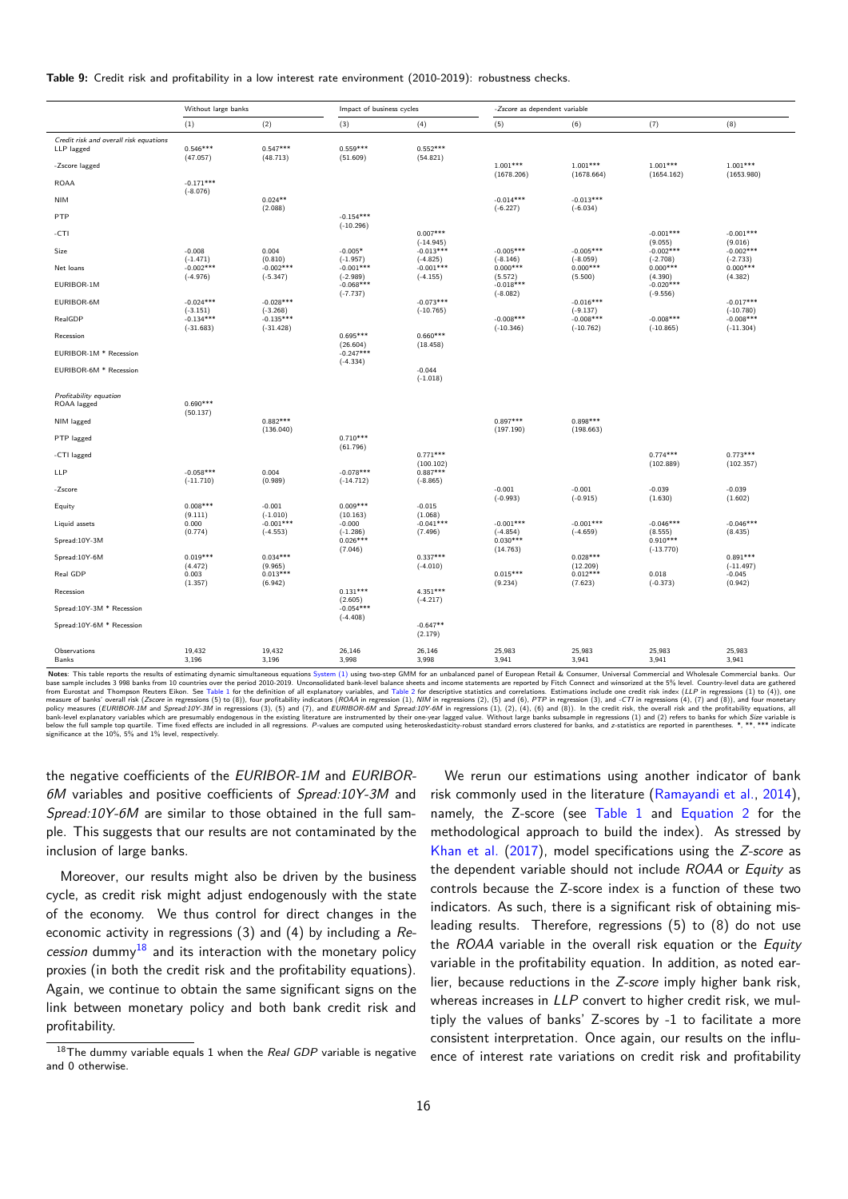**Table 9:** Credit risk and profitability in a low interest rate environment (2010-2019): robustness checks.

| | Without large banks | | Impact of business cycles | | -*Zscore* as dependent variable | | | |
|---|---|---|---|---|---|---|---|---|
| | (1) | (2) | (3) | (4) | (5) | (6) | (7) | (8) |
| *Credit risk and overall risk equations* | | | | | | | | |
| LLP lagged | 0.546*** | 0.547*** | 0.559*** | 0.552*** | | | | |
| | (47.057) | (48.713) | (51.609) | (54.821) | | | | |
| -Zscore lagged | | | | | 1.001*** | 1.001*** | 1.001*** | 1.001*** |
| | | | | | (1678.206) | (1678.664) | (1654.162) | (1653.980) |
| ROAA | -0.171*** | | | | | | | |
| | (-8.076) | | | | | | | |
| NIM | | 0.024** | | | -0.014*** | -0.013*** | | |
| | | (2.088) | | | (-6.227) | (-6.034) | | |
| PTP | | | -0.154*** | | | | | |
| | | | (-10.296) | | | | | |
| -CTI | | | | 0.007*** | | | -0.001*** | -0.001*** |
| | | | | (-14.945) | | | (9.055) | (9.016) |
| Size | -0.008 | 0.004 | -0.005* | -0.013*** | -0.005*** | -0.005*** | -0.002*** | -0.002*** |
| | (-1.471) | (0.810) | (-1.957) | (-4.825) | (-8.146) | (-8.059) | (-2.708) | (-2.733) |
| Net loans | -0.002*** | -0.002*** | -0.001*** | -0.001*** | 0.000*** | 0.000*** | 0.000*** | 0.000*** |
| | (-4.976) | (-5.347) | (-2.989) | (-4.155) | (5.572) | (5.500) | (4.390) | (4.382) |
| EURIBOR-1M | | | -0.068*** | | -0.018*** | | -0.020*** | |
| | | | (-7.737) | | (-8.082) | | (-9.556) | |
| EURIBOR-6M | -0.024*** | -0.028*** | | -0.073*** | | -0.016*** | | -0.017*** |
| | (-3.151) | (-3.268) | | (-10.765) | | (-9.137) | | (-10.780) |
| RealGDP | -0.134*** | -0.135*** | | | -0.008*** | -0.008*** | -0.008*** | -0.008*** |
| | (-31.683) | (-31.428) | | | (-10.346) | (-10.762) | (-10.865) | (-11.304) |
| Recession | | | 0.695*** | 0.660*** | | | | |
| | | | (26.604) | (18.458) | | | | |
| EURIBOR-1M * Recession | | | -0.247*** | | | | | |
| | | | (-4.334) | | | | | |
| EURIBOR-6M * Recession | | | | -0.044 | | | | |
| | | | | (-1.018) | | | | |
| *Profitability equation* | | | | | | | | |
| ROAA lagged | 0.690*** | | | | | | | |
| | (50.137) | | | | | | | |
| NIM lagged | | 0.882*** | | | 0.897*** | 0.898*** | | |
| | | (136.040) | | | (197.190) | (198.663) | | |
| PTP lagged | | | 0.710*** | | | | | |
| | | | (61.796) | | | | | |
| -CTI lagged | | | | 0.771*** | | | 0.774*** | 0.773*** |
| | | | | (100.102) | | | (102.889) | (102.357) |
| LLP | -0.058*** | 0.004 | -0.078*** | 0.887*** | | | | |
| | (-11.710) | (0.989) | (-14.712) | (-8.865) | | | | |
| -Zscore | | | | | -0.001 | -0.001 | -0.039 | -0.039 |
| | | | | | (-0.993) | (-0.915) | (1.630) | (1.602) |
| Equity | 0.008*** | -0.001 | 0.009*** | -0.015 | | | | |
| | (9.111) | (-1.010) | (10.163) | (1.068) | | | | |
| Liquid assets | 0.000 | -0.001*** | -0.000 | -0.041*** | -0.001*** | -0.001*** | -0.046*** | -0.046*** |
| | (0.774) | (-4.553) | (-1.286) | (7.496) | (-4.854) | (-4.659) | (8.555) | (8.435) |
| Spread:10Y-3M | | | 0.026*** | | 0.030*** | | 0.910*** | |
| | | | (7.046) | | (14.763) | | (-13.770) | |
| Spread:10Y-6M | 0.019*** | 0.034*** | | 0.337*** | | 0.028*** | | 0.891*** |
| | (4.472) | (9.965) | | (-4.010) | | (12.209) | | (-11.497) |
| Real GDP | 0.003 | 0.013*** | | | 0.015*** | 0.012*** | 0.018 | -0.045 |
| | (1.357) | (6.942) | | | (9.234) | (7.623) | (-0.373) | (0.942) |
| Recession | | | 0.131*** | 4.351*** | | | | |
| | | | (2.605) | (-4.217) | | | | |
| Spread:10Y-3M * Recession | | | -0.054*** | | | | | |
| | | | (-4.408) | | | | | |
| Spread:10Y-6M * Recession | | | | -0.647** | | | | |
| | | | | (2.179) | | | | |
| Observations | 19,432 | 19,432 | 26,146 | 26,146 | 25,983 | 25,983 | 25,983 | 25,983 |
| Banks | 3,196 | 3,196 | 3,998 | 3,998 | 3,941 | 3,941 | 3,941 | 3,941 |

**Notes**: This table reports the results of estimating dynamic simultaneous equations System (1) using two-step GMM for an unbalanced panel of European Retail & Consumer, Universal Commercial and Wholesale Commercial banks. Our base sample includes 3 998 banks from 10 countries over the period 2010-2019. Unconsolidated bank-level balance sheets and income statements are reported by Fitch Connect and winsorized at the 5% level. Country-level data are gathered from Eurostat and Thompson Reuters Eikon. See Table 1 for the definition of all explanatory variables, and Table 2 for descriptive statistics and correlations. Estimations include one credit risk index (*LLP* in regressions (1) to (4)), one measure of banks' overall risk (*Zscore* in regressions (5) to (8)), four profitability indicators (*ROAA* in regression (1), *NIM* in regressions (2), (5) and (6), *PTP* in regression (3), and *-CTI* in regressions (4), (7) and (8)), and four monetary policy measures (*EURIBOR-1M* and *Spread:10Y-3M* in regressions (3), (5) and (7), and *EURIBOR-6M* and *Spread:10Y-6M* in regressions (1), (2), (4), (6) and (8)). In the credit risk, the overall risk and the profitability equations, all bank-level explanatory variables which are presumably endogenous in the existing literature are instrumented by their one-year lagged value. Without large banks subsample in regressions (1) and (2) refers to banks for which *Size* variable is below the full sample top quartile. Time fixed effects are included in all regressions. *P*-values are computed using heteroskedasticity-robust standard errors clustered for banks, and *z*-statistics are reported in parentheses. *, **, *** indicate significance at the 10%, 5% and 1% level, respectively.

the negative coefficients of the *EURIBOR-1M* and *EURIBOR-6M* variables and positive coefficients of *Spread:10Y-3M* and *Spread:10Y-6M* are similar to those obtained in the full sample. This suggests that our results are not contaminated by the inclusion of large banks.

Moreover, our results might also be driven by the business cycle, as credit risk might adjust endogenously with the state of the economy. We thus control for direct changes in the economic activity in regressions (3) and (4) by including a *Recession* dummy[18] and its interaction with the monetary policy proxies (in both the credit risk and the profitability equations). Again, we continue to obtain the same significant signs on the link between monetary policy and both bank credit risk and profitability.

We rerun our estimations using another indicator of bank risk commonly used in the literature (Ramayandi et al., 2014), namely, the Z-score (see Table 1 and Equation 2 for the methodological approach to build the index). As stressed by Khan et al. (2017), model specifications using the *Z-score* as the dependent variable should not include *ROAA* or *Equity* as controls because the Z-score index is a function of these two indicators. As such, there is a significant risk of obtaining misleading results. Therefore, regressions (5) to (8) do not use the *ROAA* variable in the overall risk equation or the *Equity* variable in the profitability equation. In addition, as noted earlier, because reductions in the *Z-score* imply higher bank risk, whereas increases in *LLP* convert to higher credit risk, we multiply the values of banks' Z-scores by -1 to facilitate a more consistent interpretation. Once again, our results on the influence of interest rate variations on credit risk and profitability

[18] The dummy variable equals 1 when the *Real GDP* variable is negative and 0 otherwise.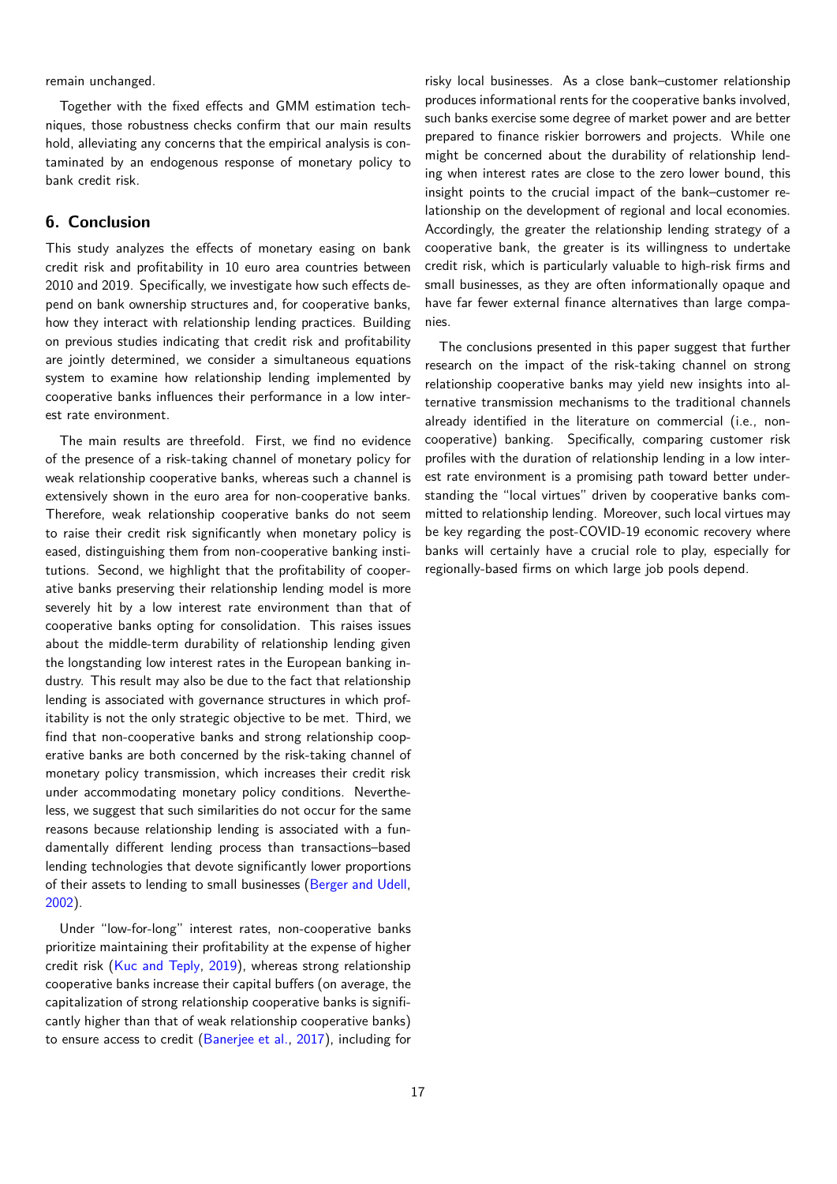remain unchanged.

Together with the fixed effects and GMM estimation techniques, those robustness checks confirm that our main results hold, alleviating any concerns that the empirical analysis is contaminated by an endogenous response of monetary policy to bank credit risk.

## 6. Conclusion

This study analyzes the effects of monetary easing on bank credit risk and profitability in 10 euro area countries between 2010 and 2019. Specifically, we investigate how such effects depend on bank ownership structures and, for cooperative banks, how they interact with relationship lending practices. Building on previous studies indicating that credit risk and profitability are jointly determined, we consider a simultaneous equations system to examine how relationship lending implemented by cooperative banks influences their performance in a low interest rate environment.

The main results are threefold. First, we find no evidence of the presence of a risk-taking channel of monetary policy for weak relationship cooperative banks, whereas such a channel is extensively shown in the euro area for non-cooperative banks. Therefore, weak relationship cooperative banks do not seem to raise their credit risk significantly when monetary policy is eased, distinguishing them from non-cooperative banking institutions. Second, we highlight that the profitability of cooperative banks preserving their relationship lending model is more severely hit by a low interest rate environment than that of cooperative banks opting for consolidation. This raises issues about the middle-term durability of relationship lending given the longstanding low interest rates in the European banking industry. This result may also be due to the fact that relationship lending is associated with governance structures in which profitability is not the only strategic objective to be met. Third, we find that non-cooperative banks and strong relationship cooperative banks are both concerned by the risk-taking channel of monetary policy transmission, which increases their credit risk under accommodating monetary policy conditions. Nevertheless, we suggest that such similarities do not occur for the same reasons because relationship lending is associated with a fundamentally different lending process than transactions–based lending technologies that devote significantly lower proportions of their assets to lending to small businesses (Berger and Udell, 2002).

Under "low-for-long" interest rates, non-cooperative banks prioritize maintaining their profitability at the expense of higher credit risk (Kuc and Teply, 2019), whereas strong relationship cooperative banks increase their capital buffers (on average, the capitalization of strong relationship cooperative banks is significantly higher than that of weak relationship cooperative banks) to ensure access to credit (Banerjee et al., 2017), including for risky local businesses. As a close bank–customer relationship produces informational rents for the cooperative banks involved, such banks exercise some degree of market power and are better prepared to finance riskier borrowers and projects. While one might be concerned about the durability of relationship lending when interest rates are close to the zero lower bound, this insight points to the crucial impact of the bank–customer relationship on the development of regional and local economies. Accordingly, the greater the relationship lending strategy of a cooperative bank, the greater is its willingness to undertake credit risk, which is particularly valuable to high-risk firms and small businesses, as they are often informationally opaque and have far fewer external finance alternatives than large companies.

The conclusions presented in this paper suggest that further research on the impact of the risk-taking channel on strong relationship cooperative banks may yield new insights into alternative transmission mechanisms to the traditional channels already identified in the literature on commercial (i.e., non-cooperative) banking. Specifically, comparing customer risk profiles with the duration of relationship lending in a low interest rate environment is a promising path toward better understanding the "local virtues" driven by cooperative banks committed to relationship lending. Moreover, such local virtues may be key regarding the post-COVID-19 economic recovery where banks will certainly have a crucial role to play, especially for regionally-based firms on which large job pools depend.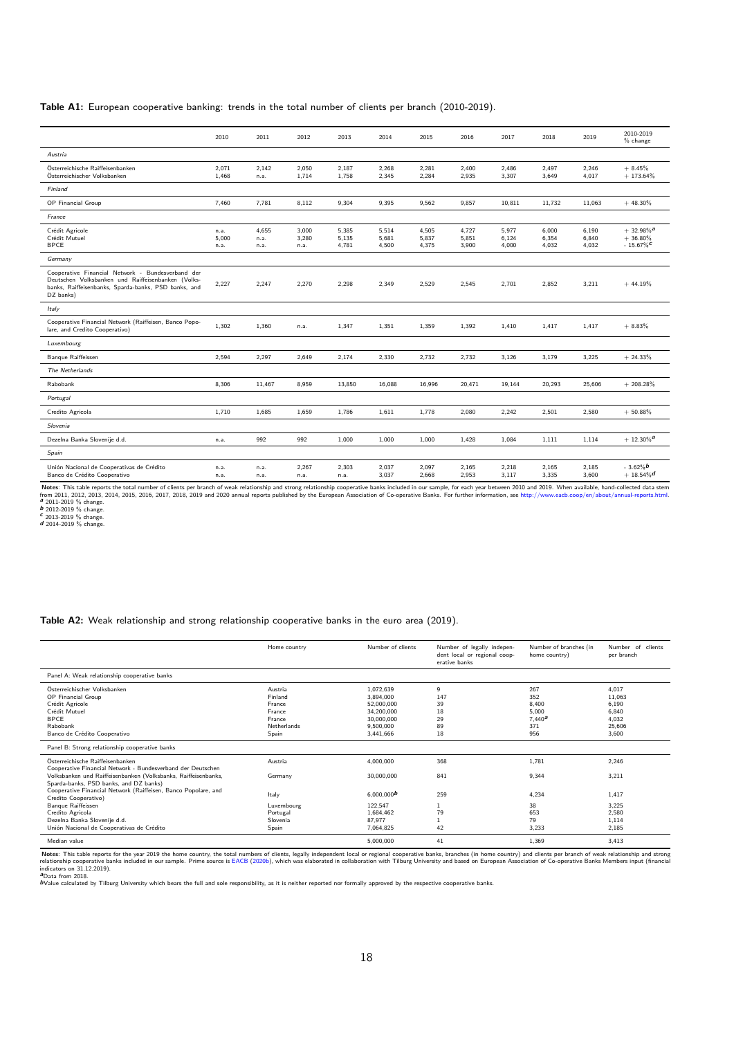**Table A1:** European cooperative banking: trends in the total number of clients per branch (2010-2019).

| | 2010 | 2011 | 2012 | 2013 | 2014 | 2015 | 2016 | 2017 | 2018 | 2019 | 2010-2019 % change |
|---|---|---|---|---|---|---|---|---|---|---|---|
| *Austria* | | | | | | | | | | | |
| Österreichische Raiffeisenbanken | 2,071 | 2,142 | 2,050 | 2,187 | 2,268 | 2,281 | 2,400 | 2,486 | 2,497 | 2,246 | + 8.45% |
| Österreichischer Volksbanken | 1,468 | n.a. | 1,714 | 1,758 | 2,345 | 2,284 | 2,935 | 3,307 | 3,649 | 4,017 | + 173.64% |
| *Finland* | | | | | | | | | | | |
| OP Financial Group | 7,460 | 7,781 | 8,112 | 9,304 | 9,395 | 9,562 | 9,857 | 10,811 | 11,732 | 11,063 | + 48.30% |
| *France* | | | | | | | | | | | |
| Crédit Agricole | n.a. | 4,655 | 3,000 | 5,385 | 5,514 | 4,505 | 4,727 | 5,977 | 6,000 | 6,190 | + 32.98%[a] |
| Crédit Mutuel | 5,000 | n.a. | 3,280 | 5,135 | 5,681 | 5,837 | 5,851 | 6,124 | 6,354 | 6,840 | + 36.80% |
| BPCE | n.a. | n.a. | n.a. | 4,781 | 4,500 | 4,375 | 3,900 | 4,000 | 4,032 | 4,032 | - 15.67%[c] |
| *Germany* | | | | | | | | | | | |
| Cooperative Financial Network - Bundesverband der Deutschen Volksbanken und Raiffeisenbanken (Volksbanks, Raiffeisenbanks, Sparda-banks, PSD banks, and DZ banks) | 2,227 | 2,247 | 2,270 | 2,298 | 2,349 | 2,529 | 2,545 | 2,701 | 2,852 | 3,211 | + 44.19% |
| *Italy* | | | | | | | | | | | |
| Cooperative Financial Network (Raiffeisen, Banco Popolare, and Credito Cooperativo) | 1,302 | 1,360 | n.a. | 1,347 | 1,351 | 1,359 | 1,392 | 1,410 | 1,417 | 1,417 | + 8.83% |
| *Luxembourg* | | | | | | | | | | | |
| Banque Raiffeissen | 2,594 | 2,297 | 2,649 | 2,174 | 2,330 | 2,732 | 2,732 | 3,126 | 3,179 | 3,225 | + 24.33% |
| *The Netherlands* | | | | | | | | | | | |
| Rabobank | 8,306 | 11,467 | 8,959 | 13,850 | 16,088 | 16,996 | 20,471 | 19,144 | 20,293 | 25,606 | + 208.28% |
| *Portugal* | | | | | | | | | | | |
| Credito Agricola | 1,710 | 1,685 | 1,659 | 1,786 | 1,611 | 1,778 | 2,080 | 2,242 | 2,501 | 2,580 | + 50.88% |
| *Slovenia* | | | | | | | | | | | |
| Dezelna Banka Slovenije d.d. | n.a. | 992 | 992 | 1,000 | 1,000 | 1,000 | 1,428 | 1,084 | 1,111 | 1,114 | + 12.30%[a] |
| *Spain* | | | | | | | | | | | |
| Unión Nacional de Cooperativas de Crédito | n.a. | n.a. | 2,267 | 2,303 | 2,037 | 2,097 | 2,165 | 2,218 | 2,165 | 2,185 | - 3.62%[b] |
| Banco de Crédito Cooperativo | n.a. | n.a. | n.a. | n.a. | 3,037 | 2,668 | 2,953 | 3,117 | 3,335 | 3,600 | + 18.54%[d] |

**Notes**: This table reports the total number of clients per branch of weak relationship and strong relationship cooperative banks included in our sample, for each year between 2010 and 2019. When available, hand-collected data stem from 2011, 2012, 2013, 2014, 2015, 2016, 2017, 2018, 2019 and 2020 annual reports published by the European Association of Co-operative Banks. For further information, see http://www.eacb.coop/en/about/annual-reports.html.
[a] 2011-2019 % change.
[b] 2012-2019 % change.
[c] 2013-2019 % change.
[d] 2014-2019 % change.

**Table A2:** Weak relationship and strong relationship cooperative banks in the euro area (2019).

| | Home country | Number of clients | Number of legally independent local or regional cooperative banks | Number of branches (in home country) | Number of clients per branch |
|---|---|---|---|---|---|
| Panel A: Weak relationship cooperative banks | | | | | |
| Österreichischer Volksbanken | Austria | 1,072,639 | 9 | 267 | 4,017 |
| OP Financial Group | Finland | 3,894,000 | 147 | 352 | 11,063 |
| Crédit Agricole | France | 52,000,000 | 39 | 8,400 | 6,190 |
| Crédit Mutuel | France | 34,200,000 | 18 | 5,000 | 6,840 |
| BPCE | France | 30,000,000 | 29 | 7,440[a] | 4,032 |
| Rabobank | Netherlands | 9,500,000 | 89 | 371 | 25,606 |
| Banco de Crédito Cooperativo | Spain | 3,441,666 | 18 | 956 | 3,600 |
| Panel B: Strong relationship cooperative banks | | | | | |
| Österreichische Raiffeisenbanken | Austria | 4,000,000 | 368 | 1,781 | 2,246 |
| Cooperative Financial Network - Bundesverband der Deutschen Volksbanken und Raiffeisenbanken (Volksbanks, Raiffeisenbanks, Sparda-banks, PSD banks, and DZ banks) | Germany | 30,000,000 | 841 | 9,344 | 3,211 |
| Cooperative Financial Network (Raiffeisen, Banco Popolare, and Credito Cooperativo) | Italy | 6,000,000[b] | 259 | 4,234 | 1,417 |
| Banque Raiffeissen | Luxembourg | 122,547 | 1 | 38 | 3,225 |
| Credito Agricola | Portugal | 1,684,462 | 79 | 653 | 2,580 |
| Dezelna Banka Slovenije d.d. | Slovenia | 87,977 | 1 | 79 | 1,114 |
| Unión Nacional de Cooperativas de Crédito | Spain | 7,064,825 | 42 | 3,233 | 2,185 |
| Median value | | 5,000,000 | 41 | 1,369 | 3,413 |

**Notes**: This table reports for the year 2019 the home country, the total numbers of clients, legally independent local or regional cooperative banks, branches (in home country) and clients per branch of weak relationship and strong relationship cooperative banks included in our sample. Prime source is EACB (2020b), which was elaborated in collaboration with Tilburg University and based on European Association of Co-operative Banks Members input (financial indicators on 31.12.2019).
[a] Data from 2018.
[b] Value calculated by Tilburg University which bears the full and sole responsibility, as it is neither reported nor formally approved by the respective cooperative banks.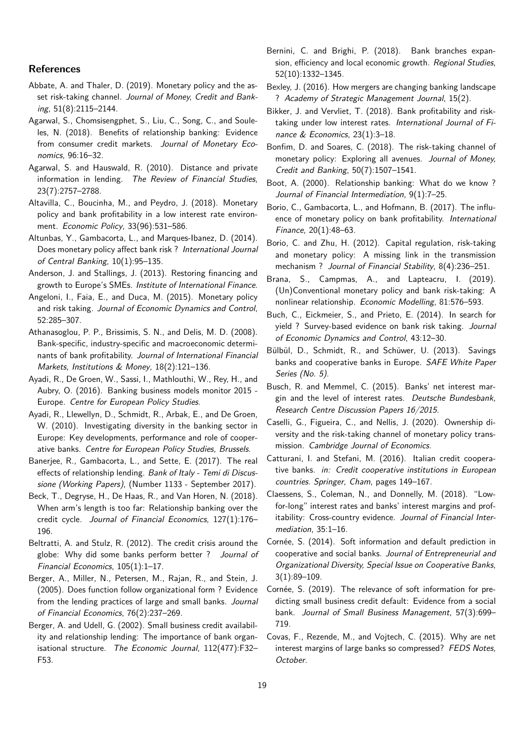## References

Abbate, A. and Thaler, D. (2019). Monetary policy and the asset risk-taking channel. *Journal of Money, Credit and Banking*, 51(8):2115–2144.

Agarwal, S., Chomsisengphet, S., Liu, C., Song, C., and Souleles, N. (2018). Benefits of relationship banking: Evidence from consumer credit markets. *Journal of Monetary Economics*, 96:16–32.

Agarwal, S. and Hauswald, R. (2010). Distance and private information in lending. *The Review of Financial Studies*, 23(7):2757–2788.

Altavilla, C., Boucinha, M., and Peydro, J. (2018). Monetary policy and bank profitability in a low interest rate environment. *Economic Policy*, 33(96):531–586.

Altunbas, Y., Gambacorta, L., and Marques-Ibanez, D. (2014). Does monetary policy affect bank risk ? *International Journal of Central Banking*, 10(1):95–135.

Anderson, J. and Stallings, J. (2013). Restoring financing and growth to Europe's SMEs. *Institute of International Finance.*

Angeloni, I., Faia, E., and Duca, M. (2015). Monetary policy and risk taking. *Journal of Economic Dynamics and Control*, 52:285–307.

Athanasoglou, P. P., Brissimis, S. N., and Delis, M. D. (2008). Bank-specific, industry-specific and macroeconomic determinants of bank profitability. *Journal of International Financial Markets, Institutions & Money*, 18(2):121–136.

Ayadi, R., De Groen, W., Sassi, I., Mathlouthi, W., Rey, H., and Aubry, O. (2016). Banking business models monitor 2015 - Europe. *Centre for European Policy Studies.*

Ayadi, R., Llewellyn, D., Schmidt, R., Arbak, E., and De Groen, W. (2010). Investigating diversity in the banking sector in Europe: Key developments, performance and role of cooperative banks. *Centre for European Policy Studies, Brussels.*

Banerjee, R., Gambacorta, L., and Sette, E. (2017). The real effects of relationship lending. *Bank of Italy - Temi di Discussione (Working Papers)*, (Number 1133 - September 2017).

Beck, T., Degryse, H., De Haas, R., and Van Horen, N. (2018). When arm's length is too far: Relationship banking over the credit cycle. *Journal of Financial Economics*, 127(1):176–196.

Beltratti, A. and Stulz, R. (2012). The credit crisis around the globe: Why did some banks perform better ? *Journal of Financial Economics*, 105(1):1–17.

Berger, A., Miller, N., Petersen, M., Rajan, R., and Stein, J. (2005). Does function follow organizational form ? Evidence from the lending practices of large and small banks. *Journal of Financial Economics*, 76(2):237–269.

Berger, A. and Udell, G. (2002). Small business credit availability and relationship lending: The importance of bank organisational structure. *The Economic Journal*, 112(477):F32–F53.

Bernini, C. and Brighi, P. (2018). Bank branches expansion, efficiency and local economic growth. *Regional Studies*, 52(10):1332–1345.

Bexley, J. (2016). How mergers are changing banking landscape ? *Academy of Strategic Management Journal*, 15(2).

Bikker, J. and Vervliet, T. (2018). Bank profitability and risk-taking under low interest rates. *International Journal of Finance & Economics*, 23(1):3–18.

Bonfim, D. and Soares, C. (2018). The risk-taking channel of monetary policy: Exploring all avenues. *Journal of Money, Credit and Banking*, 50(7):1507–1541.

Boot, A. (2000). Relationship banking: What do we know ? *Journal of Financial Intermediation*, 9(1):7–25.

Borio, C., Gambacorta, L., and Hofmann, B. (2017). The influence of monetary policy on bank profitability. *International Finance*, 20(1):48–63.

Borio, C. and Zhu, H. (2012). Capital regulation, risk-taking and monetary policy: A missing link in the transmission mechanism ? *Journal of Financial Stability*, 8(4):236–251.

Brana, S., Campmas, A., and Lapteacru, I. (2019). (Un)Conventional monetary policy and bank risk-taking: A nonlinear relationship. *Economic Modelling*, 81:576–593.

Buch, C., Eickmeier, S., and Prieto, E. (2014). In search for yield ? Survey-based evidence on bank risk taking. *Journal of Economic Dynamics and Control*, 43:12–30.

Bülbül, D., Schmidt, R., and Schüwer, U. (2013). Savings banks and cooperative banks in Europe. *SAFE White Paper Series (No. 5).*

Busch, R. and Memmel, C. (2015). Banks' net interest margin and the level of interest rates. *Deutsche Bundesbank, Research Centre Discussion Papers 16/2015.*

Caselli, G., Figueira, C., and Nellis, J. (2020). Ownership diversity and the risk-taking channel of monetary policy transmission. *Cambridge Journal of Economics.*

Catturani, I. and Stefani, M. (2016). Italian credit cooperative banks. *in: Credit cooperative institutions in European countries. Springer, Cham*, pages 149–167.

Claessens, S., Coleman, N., and Donnelly, M. (2018). "Low-for-long" interest rates and banks' interest margins and profitability: Cross-country evidence. *Journal of Financial Intermediation*, 35:1–16.

Cornée, S. (2014). Soft information and default prediction in cooperative and social banks. *Journal of Entrepreneurial and Organizational Diversity, Special Issue on Cooperative Banks*, 3(1):89–109.

Cornée, S. (2019). The relevance of soft information for predicting small business credit default: Evidence from a social bank. *Journal of Small Business Management*, 57(3):699–719.

Covas, F., Rezende, M., and Vojtech, C. (2015). Why are net interest margins of large banks so compressed? *FEDS Notes, October.*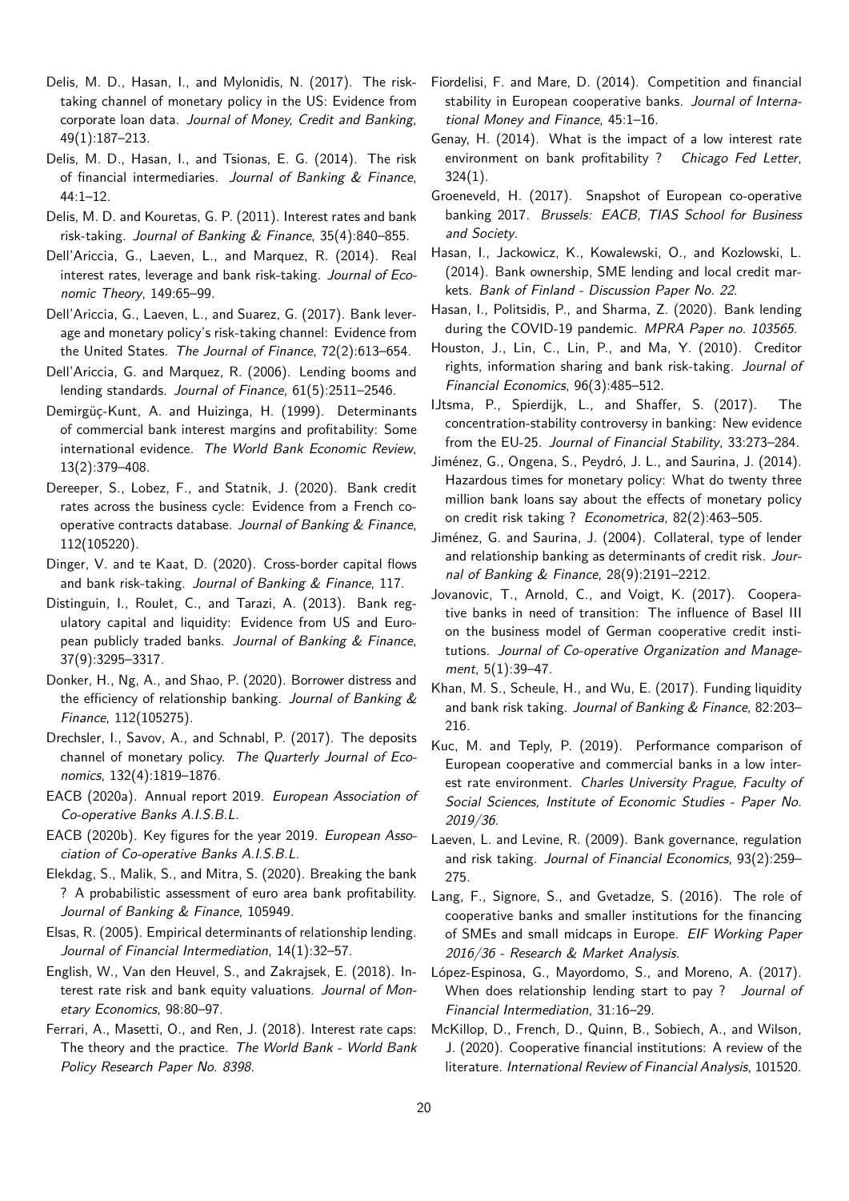Delis, M. D., Hasan, I., and Mylonidis, N. (2017). The risk-taking channel of monetary policy in the US: Evidence from corporate loan data. *Journal of Money, Credit and Banking*, 49(1):187–213.

Delis, M. D., Hasan, I., and Tsionas, E. G. (2014). The risk of financial intermediaries. *Journal of Banking & Finance*, 44:1–12.

Delis, M. D. and Kouretas, G. P. (2011). Interest rates and bank risk-taking. *Journal of Banking & Finance*, 35(4):840–855.

Dell'Ariccia, G., Laeven, L., and Marquez, R. (2014). Real interest rates, leverage and bank risk-taking. *Journal of Economic Theory*, 149:65–99.

Dell'Ariccia, G., Laeven, L., and Suarez, G. (2017). Bank leverage and monetary policy's risk-taking channel: Evidence from the United States. *The Journal of Finance*, 72(2):613–654.

Dell'Ariccia, G. and Marquez, R. (2006). Lending booms and lending standards. *Journal of Finance*, 61(5):2511–2546.

Demirgüç-Kunt, A. and Huizinga, H. (1999). Determinants of commercial bank interest margins and profitability: Some international evidence. *The World Bank Economic Review*, 13(2):379–408.

Dereeper, S., Lobez, F., and Statnik, J. (2020). Bank credit rates across the business cycle: Evidence from a French cooperative contracts database. *Journal of Banking & Finance*, 112(105220).

Dinger, V. and te Kaat, D. (2020). Cross-border capital flows and bank risk-taking. *Journal of Banking & Finance*, 117.

Distinguin, I., Roulet, C., and Tarazi, A. (2013). Bank regulatory capital and liquidity: Evidence from US and European publicly traded banks. *Journal of Banking & Finance*, 37(9):3295–3317.

Donker, H., Ng, A., and Shao, P. (2020). Borrower distress and the efficiency of relationship banking. *Journal of Banking & Finance*, 112(105275).

Drechsler, I., Savov, A., and Schnabl, P. (2017). The deposits channel of monetary policy. *The Quarterly Journal of Economics*, 132(4):1819–1876.

EACB (2020a). Annual report 2019. *European Association of Co-operative Banks A.I.S.B.L.*

EACB (2020b). Key figures for the year 2019. *European Association of Co-operative Banks A.I.S.B.L.*

Elekdag, S., Malik, S., and Mitra, S. (2020). Breaking the bank ? A probabilistic assessment of euro area bank profitability. *Journal of Banking & Finance*, 105949.

Elsas, R. (2005). Empirical determinants of relationship lending. *Journal of Financial Intermediation*, 14(1):32–57.

English, W., Van den Heuvel, S., and Zakrajsek, E. (2018). Interest rate risk and bank equity valuations. *Journal of Monetary Economics*, 98:80–97.

Ferrari, A., Masetti, O., and Ren, J. (2018). Interest rate caps: The theory and the practice. *The World Bank - World Bank Policy Research Paper No. 8398*.

Fiordelisi, F. and Mare, D. (2014). Competition and financial stability in European cooperative banks. *Journal of International Money and Finance*, 45:1–16.

Genay, H. (2014). What is the impact of a low interest rate environment on bank profitability ? *Chicago Fed Letter*, 324(1).

Groeneveld, H. (2017). Snapshot of European co-operative banking 2017. *Brussels: EACB, TIAS School for Business and Society*.

Hasan, I., Jackowicz, K., Kowalewski, O., and Kozlowski, L. (2014). Bank ownership, SME lending and local credit markets. *Bank of Finland - Discussion Paper No. 22*.

Hasan, I., Politsidis, P., and Sharma, Z. (2020). Bank lending during the COVID-19 pandemic. *MPRA Paper no. 103565*.

Houston, J., Lin, C., Lin, P., and Ma, Y. (2010). Creditor rights, information sharing and bank risk-taking. *Journal of Financial Economics*, 96(3):485–512.

IJtsma, P., Spierdijk, L., and Shaffer, S. (2017). The concentration-stability controversy in banking: New evidence from the EU-25. *Journal of Financial Stability*, 33:273–284.

Jiménez, G., Ongena, S., Peydró, J. L., and Saurina, J. (2014). Hazardous times for monetary policy: What do twenty three million bank loans say about the effects of monetary policy on credit risk taking ? *Econometrica*, 82(2):463–505.

Jiménez, G. and Saurina, J. (2004). Collateral, type of lender and relationship banking as determinants of credit risk. *Journal of Banking & Finance*, 28(9):2191–2212.

Jovanovic, T., Arnold, C., and Voigt, K. (2017). Cooperative banks in need of transition: The influence of Basel III on the business model of German cooperative credit institutions. *Journal of Co-operative Organization and Management*, 5(1):39–47.

Khan, M. S., Scheule, H., and Wu, E. (2017). Funding liquidity and bank risk taking. *Journal of Banking & Finance*, 82:203–216.

Kuc, M. and Teply, P. (2019). Performance comparison of European cooperative and commercial banks in a low interest rate environment. *Charles University Prague, Faculty of Social Sciences, Institute of Economic Studies - Paper No. 2019/36*.

Laeven, L. and Levine, R. (2009). Bank governance, regulation and risk taking. *Journal of Financial Economics*, 93(2):259–275.

Lang, F., Signore, S., and Gvetadze, S. (2016). The role of cooperative banks and smaller institutions for the financing of SMEs and small midcaps in Europe. *EIF Working Paper 2016/36 - Research & Market Analysis*.

López-Espinosa, G., Mayordomo, S., and Moreno, A. (2017). When does relationship lending start to pay ? *Journal of Financial Intermediation*, 31:16–29.

McKillop, D., French, D., Quinn, B., Sobiech, A., and Wilson, J. (2020). Cooperative financial institutions: A review of the literature. *International Review of Financial Analysis*, 101520.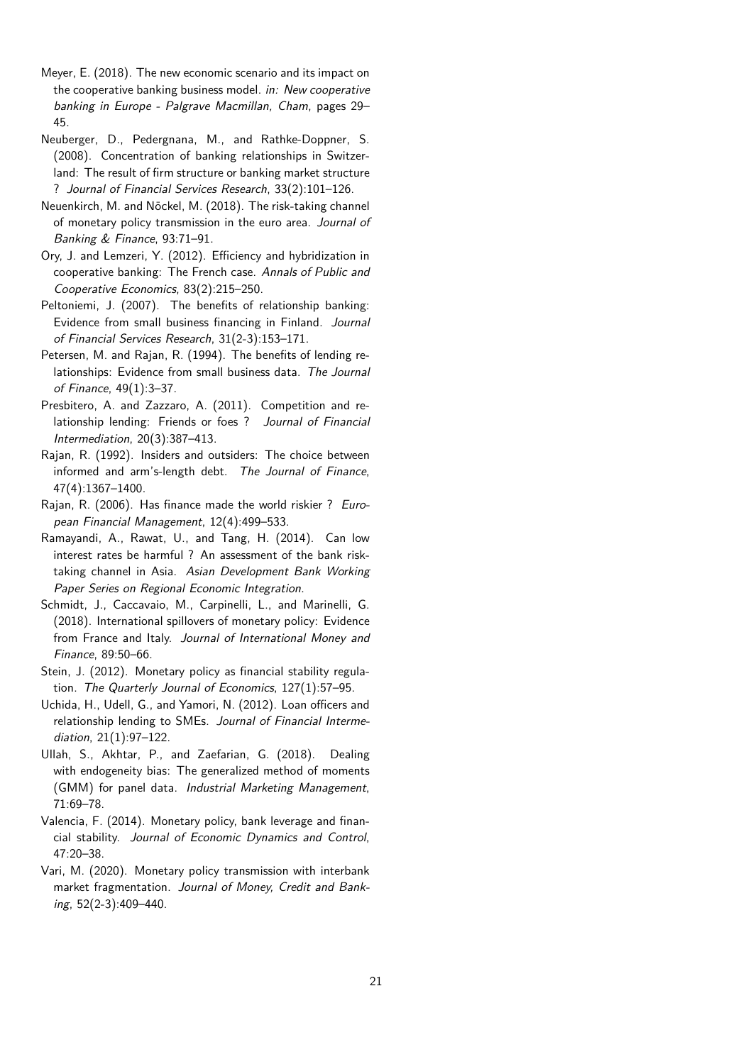Meyer, E. (2018). The new economic scenario and its impact on the cooperative banking business model. *in: New cooperative banking in Europe - Palgrave Macmillan, Cham*, pages 29–45.

Neuberger, D., Pedergnana, M., and Rathke-Doppner, S. (2008). Concentration of banking relationships in Switzerland: The result of firm structure or banking market structure ? *Journal of Financial Services Research*, 33(2):101–126.

Neuenkirch, M. and Nöckel, M. (2018). The risk-taking channel of monetary policy transmission in the euro area. *Journal of Banking & Finance*, 93:71–91.

Ory, J. and Lemzeri, Y. (2012). Efficiency and hybridization in cooperative banking: The French case. *Annals of Public and Cooperative Economics*, 83(2):215–250.

Peltoniemi, J. (2007). The benefits of relationship banking: Evidence from small business financing in Finland. *Journal of Financial Services Research*, 31(2-3):153–171.

Petersen, M. and Rajan, R. (1994). The benefits of lending relationships: Evidence from small business data. *The Journal of Finance*, 49(1):3–37.

Presbitero, A. and Zazzaro, A. (2011). Competition and relationship lending: Friends or foes ? *Journal of Financial Intermediation*, 20(3):387–413.

Rajan, R. (1992). Insiders and outsiders: The choice between informed and arm's-length debt. *The Journal of Finance*, 47(4):1367–1400.

Rajan, R. (2006). Has finance made the world riskier ? *European Financial Management*, 12(4):499–533.

Ramayandi, A., Rawat, U., and Tang, H. (2014). Can low interest rates be harmful ? An assessment of the bank risk-taking channel in Asia. *Asian Development Bank Working Paper Series on Regional Economic Integration*.

Schmidt, J., Caccavaio, M., Carpinelli, L., and Marinelli, G. (2018). International spillovers of monetary policy: Evidence from France and Italy. *Journal of International Money and Finance*, 89:50–66.

Stein, J. (2012). Monetary policy as financial stability regulation. *The Quarterly Journal of Economics*, 127(1):57–95.

Uchida, H., Udell, G., and Yamori, N. (2012). Loan officers and relationship lending to SMEs. *Journal of Financial Intermediation*, 21(1):97–122.

Ullah, S., Akhtar, P., and Zaefarian, G. (2018). Dealing with endogeneity bias: The generalized method of moments (GMM) for panel data. *Industrial Marketing Management*, 71:69–78.

Valencia, F. (2014). Monetary policy, bank leverage and financial stability. *Journal of Economic Dynamics and Control*, 47:20–38.

Vari, M. (2020). Monetary policy transmission with interbank market fragmentation. *Journal of Money, Credit and Banking*, 52(2-3):409–440.